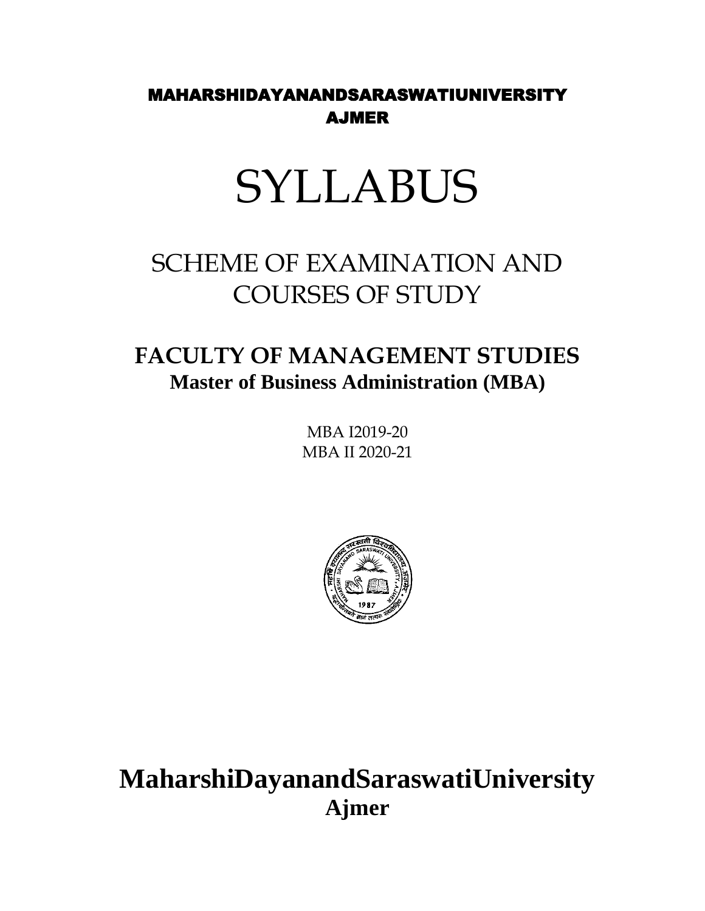**MAHARSHIDAYANANDSARASWATIUNIVERSITY**
**AJMER**

# SYLLABUS

## SCHEME OF EXAMINATION AND COURSES OF STUDY

## FACULTY OF MANAGEMENT STUDIES

### Master of Business Administration (MBA)

MBA I2019-20
MBA II 2020-21

## MaharshiDayanandSaraswatiUniversity
### Ajmer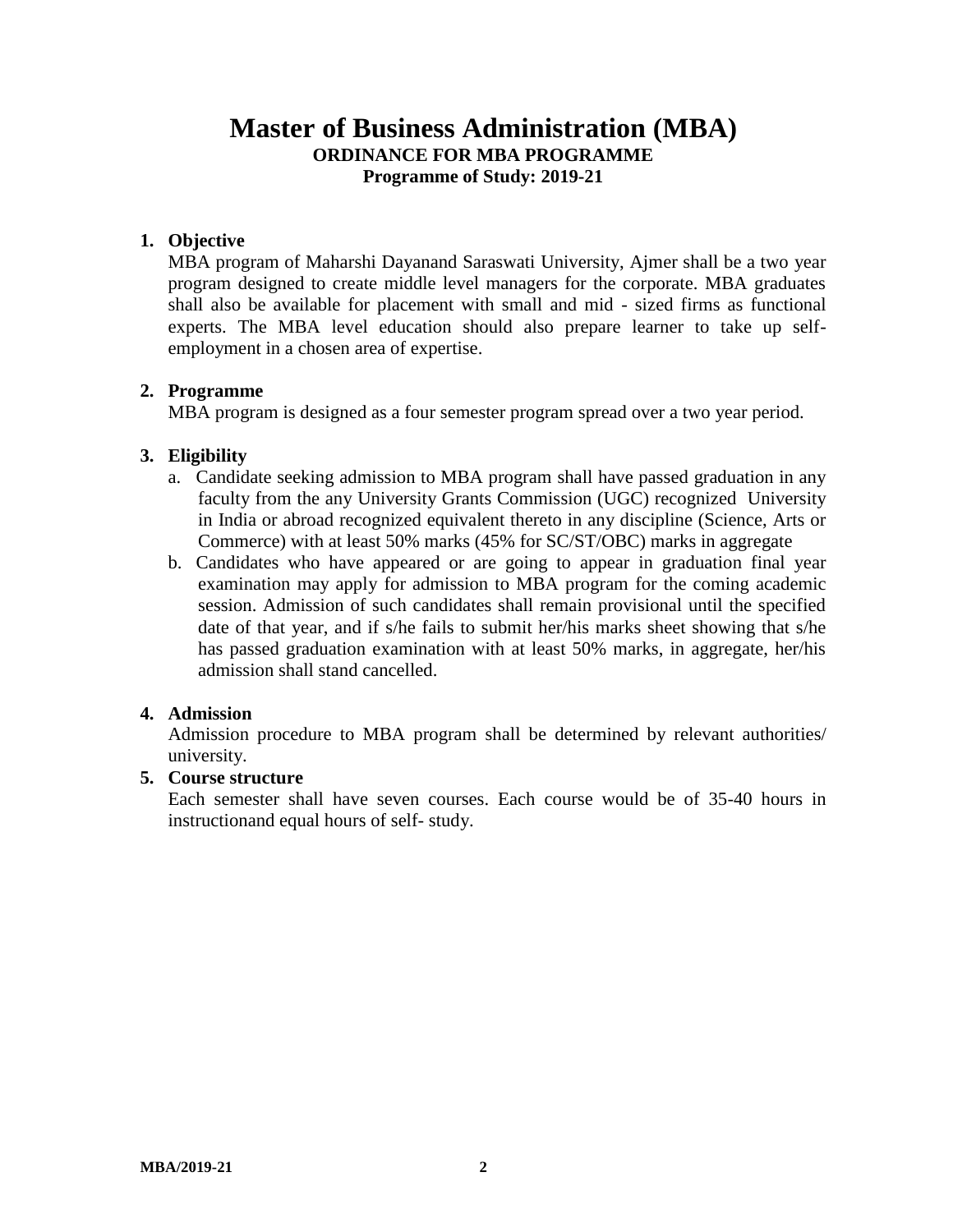# Master of Business Administration (MBA)

**ORDINANCE FOR MBA PROGRAMME**

**Programme of Study: 2019-21**

1. **Objective**

   MBA program of Maharshi Dayanand Saraswati University, Ajmer shall be a two year program designed to create middle level managers for the corporate. MBA graduates shall also be available for placement with small and mid - sized firms as functional experts. The MBA level education should also prepare learner to take up self-employment in a chosen area of expertise.

2. **Programme**

   MBA program is designed as a four semester program spread over a two year period.

3. **Eligibility**

   a. Candidate seeking admission to MBA program shall have passed graduation in any faculty from the any University Grants Commission (UGC) recognized University in India or abroad recognized equivalent thereto in any discipline (Science, Arts or Commerce) with at least 50% marks (45% for SC/ST/OBC) marks in aggregate

   b. Candidates who have appeared or are going to appear in graduation final year examination may apply for admission to MBA program for the coming academic session. Admission of such candidates shall remain provisional until the specified date of that year, and if s/he fails to submit her/his marks sheet showing that s/he has passed graduation examination with at least 50% marks, in aggregate, her/his admission shall stand cancelled.

4. **Admission**

   Admission procedure to MBA program shall be determined by relevant authorities/ university.

5. **Course structure**

   Each semester shall have seven courses. Each course would be of 35-40 hours in instructionand equal hours of self- study.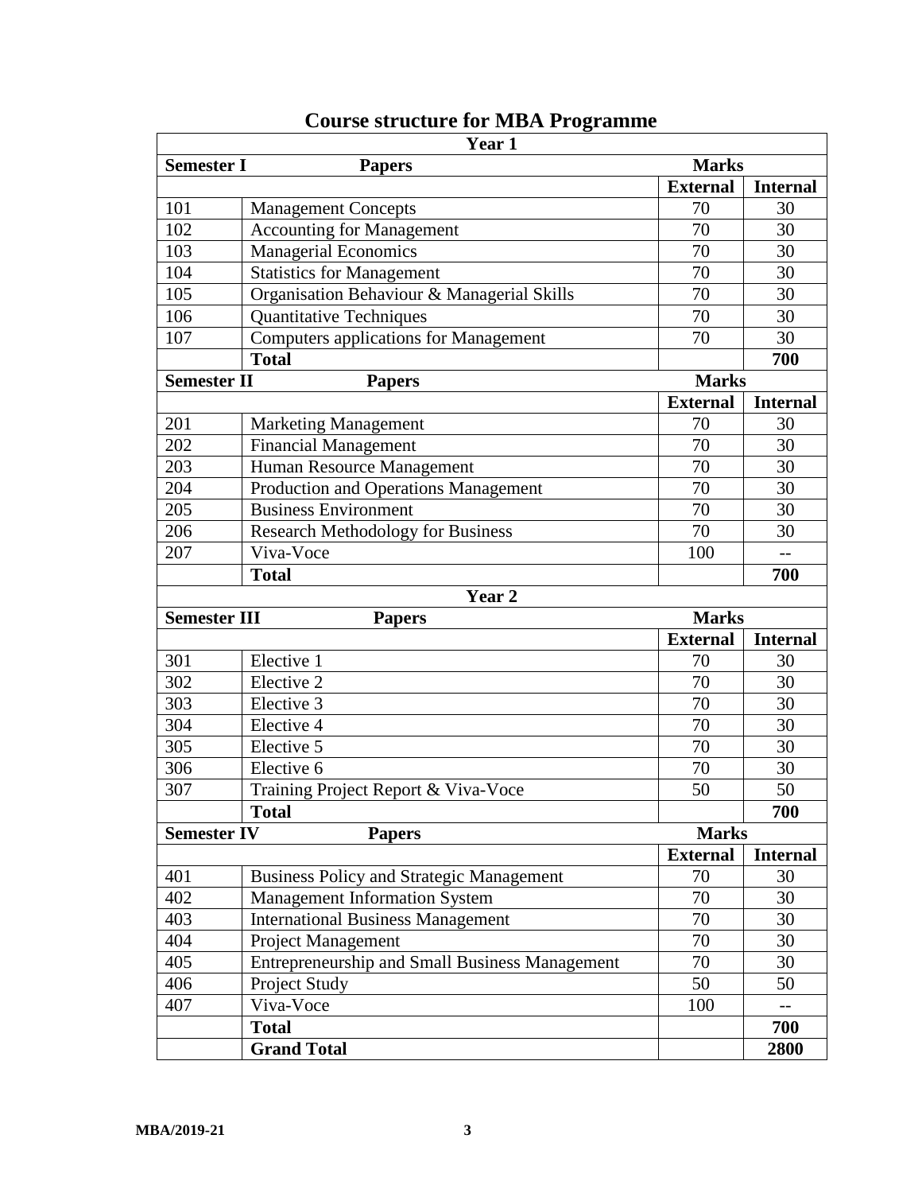# Course structure for MBA Programme

| Year 1 | | | |
|---|---|---|---|
| **Semester I** | **Papers** | **Marks** | |
| | | **External** | **Internal** |
| 101 | Management Concepts | 70 | 30 |
| 102 | Accounting for Management | 70 | 30 |
| 103 | Managerial Economics | 70 | 30 |
| 104 | Statistics for Management | 70 | 30 |
| 105 | Organisation Behaviour & Managerial Skills | 70 | 30 |
| 106 | Quantitative Techniques | 70 | 30 |
| 107 | Computers applications for Management | 70 | 30 |
| | **Total** | | **700** |
| **Semester II** | **Papers** | **Marks** | |
| | | **External** | **Internal** |
| 201 | Marketing Management | 70 | 30 |
| 202 | Financial Management | 70 | 30 |
| 203 | Human Resource Management | 70 | 30 |
| 204 | Production and Operations Management | 70 | 30 |
| 205 | Business Environment | 70 | 30 |
| 206 | Research Methodology for Business | 70 | 30 |
| 207 | Viva-Voce | 100 | -- |
| | **Total** | | **700** |
| **Year 2** | | | |
| **Semester III** | **Papers** | **Marks** | |
| | | **External** | **Internal** |
| 301 | Elective 1 | 70 | 30 |
| 302 | Elective 2 | 70 | 30 |
| 303 | Elective 3 | 70 | 30 |
| 304 | Elective 4 | 70 | 30 |
| 305 | Elective 5 | 70 | 30 |
| 306 | Elective 6 | 70 | 30 |
| 307 | Training Project Report & Viva-Voce | 50 | 50 |
| | **Total** | | **700** |
| **Semester IV** | **Papers** | **Marks** | |
| | | **External** | **Internal** |
| 401 | Business Policy and Strategic Management | 70 | 30 |
| 402 | Management Information System | 70 | 30 |
| 403 | International Business Management | 70 | 30 |
| 404 | Project Management | 70 | 30 |
| 405 | Entrepreneurship and Small Business Management | 70 | 30 |
| 406 | Project Study | 50 | 50 |
| 407 | Viva-Voce | 100 | -- |
| | **Total** | | **700** |
| | **Grand Total** | | **2800** |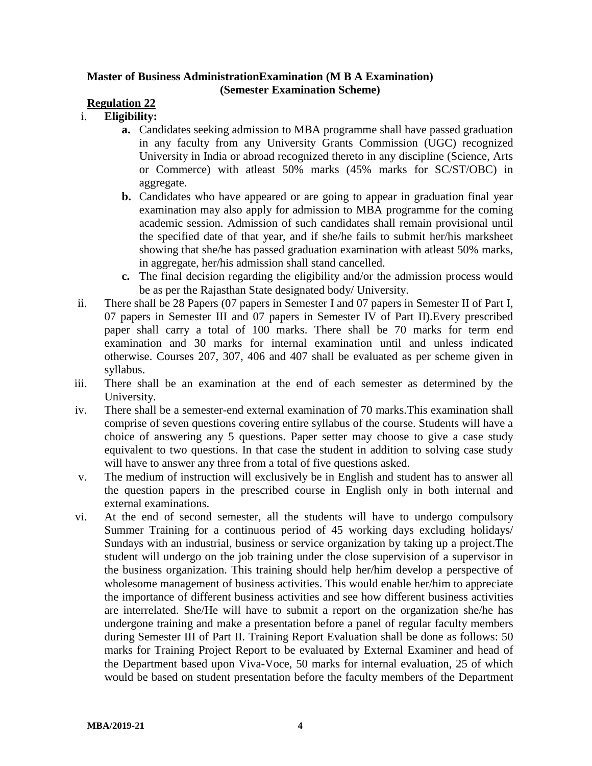**Master of Business AdministrationExamination (M B A Examination)**
**(Semester Examination Scheme)**

**<u>Regulation 22</u>**

i. **Eligibility:**
   - **a.** Candidates seeking admission to MBA programme shall have passed graduation in any faculty from any University Grants Commission (UGC) recognized University in India or abroad recognized thereto in any discipline (Science, Arts or Commerce) with atleast 50% marks (45% marks for SC/ST/OBC) in aggregate.
   - **b.** Candidates who have appeared or are going to appear in graduation final year examination may also apply for admission to MBA programme for the coming academic session. Admission of such candidates shall remain provisional until the specified date of that year, and if she/he fails to submit her/his marksheet showing that she/he has passed graduation examination with atleast 50% marks, in aggregate, her/his admission shall stand cancelled.
   - **c.** The final decision regarding the eligibility and/or the admission process would be as per the Rajasthan State designated body/ University.

ii. There shall be 28 Papers (07 papers in Semester I and 07 papers in Semester II of Part I, 07 papers in Semester III and 07 papers in Semester IV of Part II).Every prescribed paper shall carry a total of 100 marks. There shall be 70 marks for term end examination and 30 marks for internal examination until and unless indicated otherwise. Courses 207, 307, 406 and 407 shall be evaluated as per scheme given in syllabus.

iii. There shall be an examination at the end of each semester as determined by the University.

iv. There shall be a semester-end external examination of 70 marks.This examination shall comprise of seven questions covering entire syllabus of the course. Students will have a choice of answering any 5 questions. Paper setter may choose to give a case study equivalent to two questions. In that case the student in addition to solving case study will have to answer any three from a total of five questions asked.

v. The medium of instruction will exclusively be in English and student has to answer all the question papers in the prescribed course in English only in both internal and external examinations.

vi. At the end of second semester, all the students will have to undergo compulsory Summer Training for a continuous period of 45 working days excluding holidays/ Sundays with an industrial, business or service organization by taking up a project.The student will undergo on the job training under the close supervision of a supervisor in the business organization. This training should help her/him develop a perspective of wholesome management of business activities. This would enable her/him to appreciate the importance of different business activities and see how different business activities are interrelated. She/He will have to submit a report on the organization she/he has undergone training and make a presentation before a panel of regular faculty members during Semester III of Part II. Training Report Evaluation shall be done as follows: 50 marks for Training Project Report to be evaluated by External Examiner and head of the Department based upon Viva-Voce, 50 marks for internal evaluation, 25 of which would be based on student presentation before the faculty members of the Department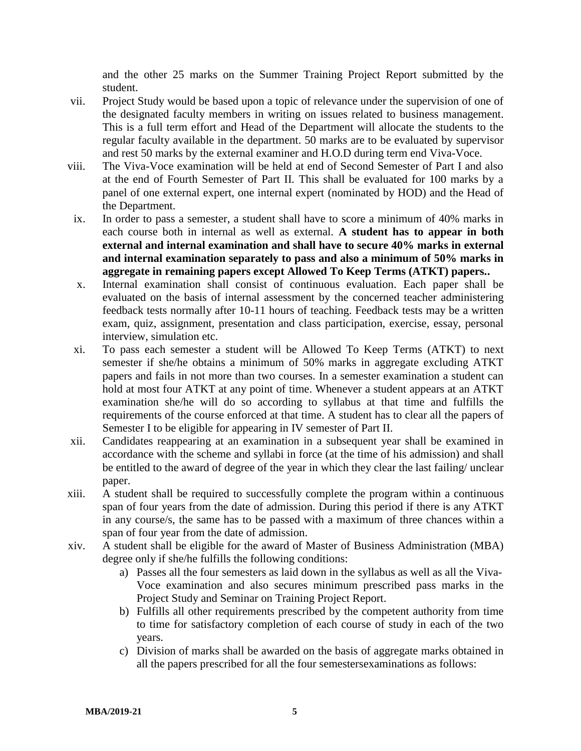and the other 25 marks on the Summer Training Project Report submitted by the student.

vii. Project Study would be based upon a topic of relevance under the supervision of one of the designated faculty members in writing on issues related to business management. This is a full term effort and Head of the Department will allocate the students to the regular faculty available in the department. 50 marks are to be evaluated by supervisor and rest 50 marks by the external examiner and H.O.D during term end Viva-Voce.

viii. The Viva-Voce examination will be held at end of Second Semester of Part I and also at the end of Fourth Semester of Part II. This shall be evaluated for 100 marks by a panel of one external expert, one internal expert (nominated by HOD) and the Head of the Department.

ix. In order to pass a semester, a student shall have to score a minimum of 40% marks in each course both in internal as well as external. **A student has to appear in both external and internal examination and shall have to secure 40% marks in external and internal examination separately to pass and also a minimum of 50% marks in aggregate in remaining papers except Allowed To Keep Terms (ATKT) papers..**

x. Internal examination shall consist of continuous evaluation. Each paper shall be evaluated on the basis of internal assessment by the concerned teacher administering feedback tests normally after 10-11 hours of teaching. Feedback tests may be a written exam, quiz, assignment, presentation and class participation, exercise, essay, personal interview, simulation etc.

xi. To pass each semester a student will be Allowed To Keep Terms (ATKT) to next semester if she/he obtains a minimum of 50% marks in aggregate excluding ATKT papers and fails in not more than two courses. In a semester examination a student can hold at most four ATKT at any point of time. Whenever a student appears at an ATKT examination she/he will do so according to syllabus at that time and fulfills the requirements of the course enforced at that time. A student has to clear all the papers of Semester I to be eligible for appearing in IV semester of Part II.

xii. Candidates reappearing at an examination in a subsequent year shall be examined in accordance with the scheme and syllabi in force (at the time of his admission) and shall be entitled to the award of degree of the year in which they clear the last failing/ unclear paper.

xiii. A student shall be required to successfully complete the program within a continuous span of four years from the date of admission. During this period if there is any ATKT in any course/s, the same has to be passed with a maximum of three chances within a span of four year from the date of admission.

xiv. A student shall be eligible for the award of Master of Business Administration (MBA) degree only if she/he fulfills the following conditions:

   a) Passes all the four semesters as laid down in the syllabus as well as all the Viva-Voce examination and also secures minimum prescribed pass marks in the Project Study and Seminar on Training Project Report.
   b) Fulfills all other requirements prescribed by the competent authority from time to time for satisfactory completion of each course of study in each of the two years.
   c) Division of marks shall be awarded on the basis of aggregate marks obtained in all the papers prescribed for all the four semestersexaminations as follows: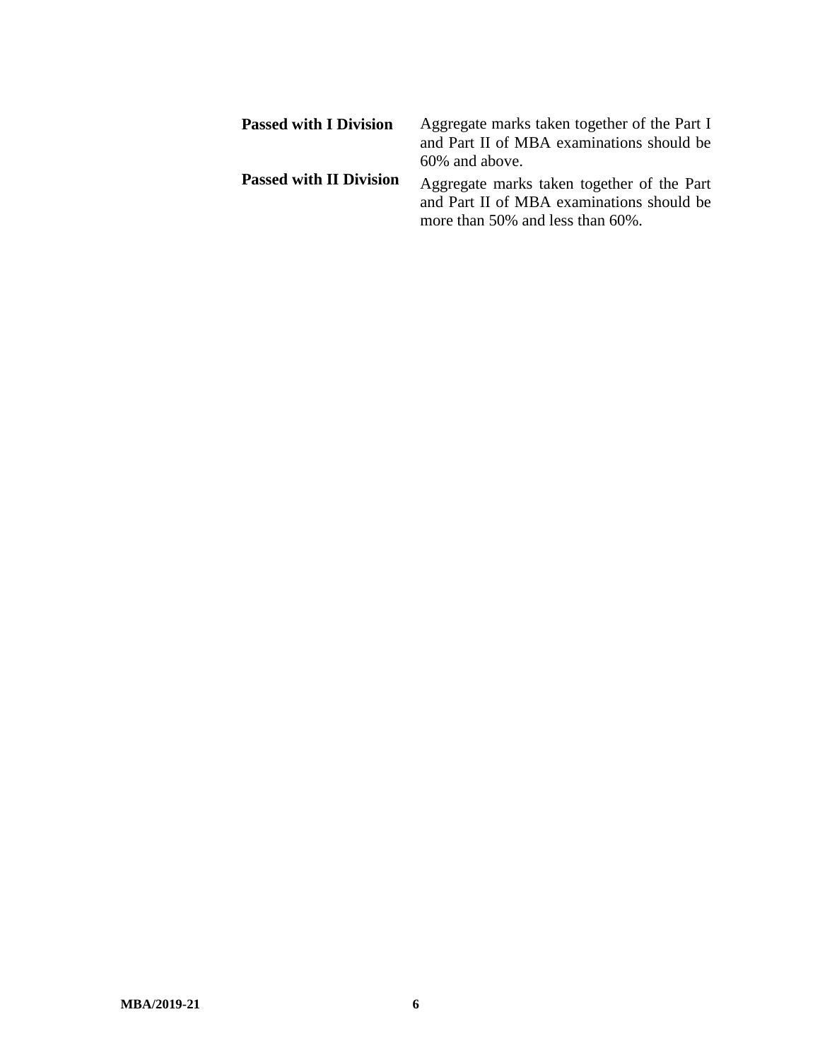| | |
|---|---|
| **Passed with I Division** | Aggregate marks taken together of the Part I and Part II of MBA examinations should be 60% and above. |
| **Passed with II Division** | Aggregate marks taken together of the Part and Part II of MBA examinations should be more than 50% and less than 60%. |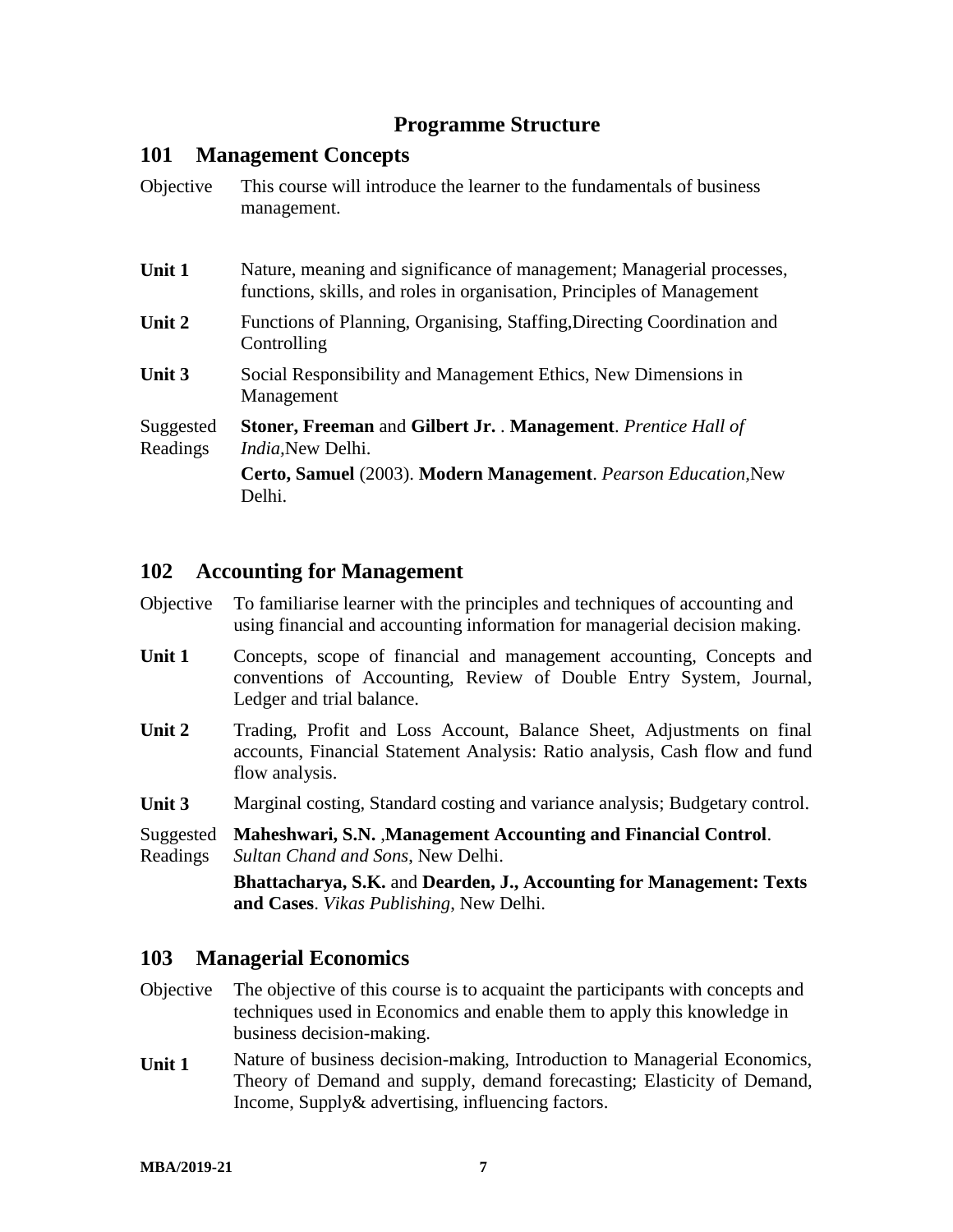## Programme Structure

## 101 Management Concepts

Objective — This course will introduce the learner to the fundamentals of business management.

**Unit 1** — Nature, meaning and significance of management; Managerial processes, functions, skills, and roles in organisation, Principles of Management

**Unit 2** — Functions of Planning, Organising, Staffing,Directing Coordination and Controlling

**Unit 3** — Social Responsibility and Management Ethics, New Dimensions in Management

Suggested Readings

**Stoner, Freeman** and **Gilbert Jr.** . **Management**. *Prentice Hall of India*,New Delhi.

**Certo, Samuel** (2003). **Modern Management**. *Pearson Education*,New Delhi.

## 102 Accounting for Management

Objective — To familiarise learner with the principles and techniques of accounting and using financial and accounting information for managerial decision making.

**Unit 1** — Concepts, scope of financial and management accounting, Concepts and conventions of Accounting, Review of Double Entry System, Journal, Ledger and trial balance.

**Unit 2** — Trading, Profit and Loss Account, Balance Sheet, Adjustments on final accounts, Financial Statement Analysis: Ratio analysis, Cash flow and fund flow analysis.

**Unit 3** — Marginal costing, Standard costing and variance analysis; Budgetary control.

Suggested Readings

**Maheshwari, S.N.** ,**Management Accounting and Financial Control**. *Sultan Chand and Sons*, New Delhi.

**Bhattacharya, S.K.** and **Dearden, J., Accounting for Management: Texts and Cases**. *Vikas Publishing*, New Delhi.

## 103 Managerial Economics

Objective — The objective of this course is to acquaint the participants with concepts and techniques used in Economics and enable them to apply this knowledge in business decision-making.

**Unit 1** — Nature of business decision-making, Introduction to Managerial Economics, Theory of Demand and supply, demand forecasting; Elasticity of Demand, Income, Supply& advertising, influencing factors.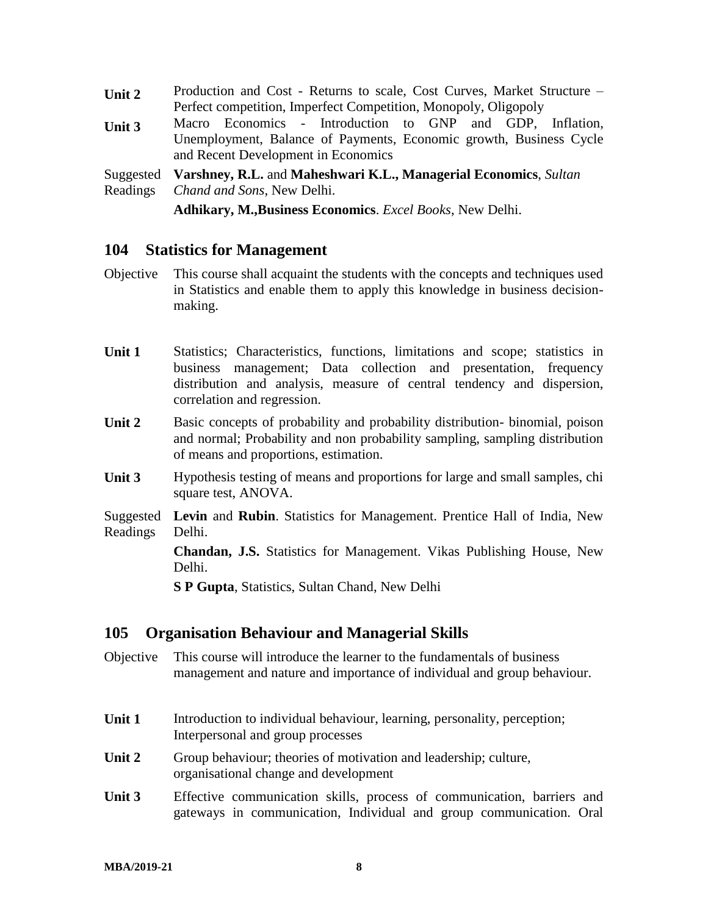**Unit 2** Production and Cost - Returns to scale, Cost Curves, Market Structure – Perfect competition, Imperfect Competition, Monopoly, Oligopoly

**Unit 3** Macro Economics - Introduction to GNP and GDP, Inflation, Unemployment, Balance of Payments, Economic growth, Business Cycle and Recent Development in Economics

Suggested Readings

**Varshney, R.L.** and **Maheshwari K.L., Managerial Economics**, *Sultan Chand and Sons*, New Delhi.

**Adhikary, M.,Business Economics**. *Excel Books*, New Delhi.

## 104 Statistics for Management

Objective: This course shall acquaint the students with the concepts and techniques used in Statistics and enable them to apply this knowledge in business decision-making.

**Unit 1** Statistics; Characteristics, functions, limitations and scope; statistics in business management; Data collection and presentation, frequency distribution and analysis, measure of central tendency and dispersion, correlation and regression.

**Unit 2** Basic concepts of probability and probability distribution- binomial, poison and normal; Probability and non probability sampling, sampling distribution of means and proportions, estimation.

**Unit 3** Hypothesis testing of means and proportions for large and small samples, chi square test, ANOVA.

Suggested Readings

**Levin** and **Rubin**. Statistics for Management. Prentice Hall of India, New Delhi.

**Chandan, J.S.** Statistics for Management. Vikas Publishing House, New Delhi.

**S P Gupta**, Statistics, Sultan Chand, New Delhi

## 105 Organisation Behaviour and Managerial Skills

Objective: This course will introduce the learner to the fundamentals of business management and nature and importance of individual and group behaviour.

**Unit 1** Introduction to individual behaviour, learning, personality, perception; Interpersonal and group processes

**Unit 2** Group behaviour; theories of motivation and leadership; culture, organisational change and development

**Unit 3** Effective communication skills, process of communication, barriers and gateways in communication, Individual and group communication. Oral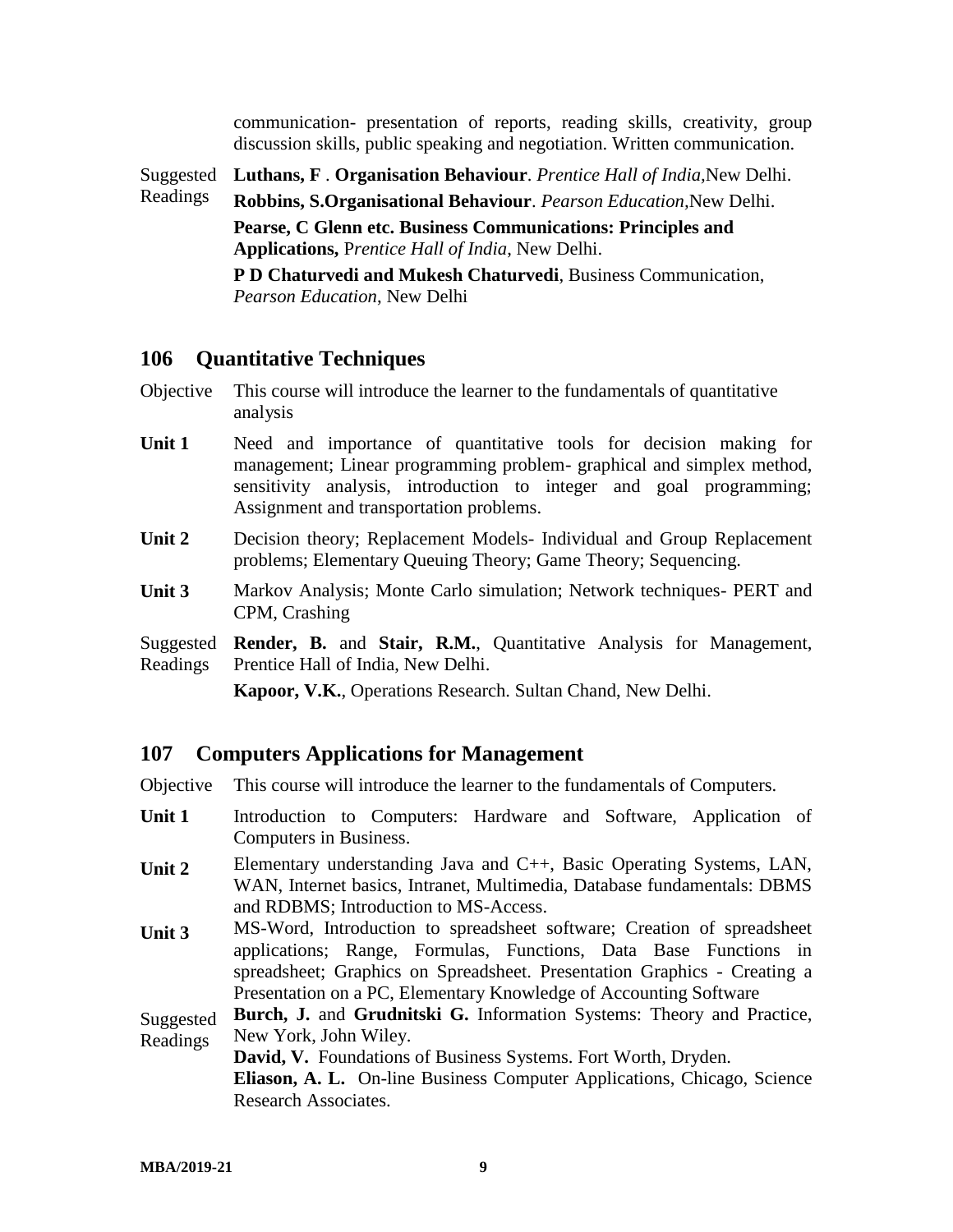communication- presentation of reports, reading skills, creativity, group discussion skills, public speaking and negotiation. Written communication.

Suggested Readings

**Luthans, F** . **Organisation Behaviour**. *Prentice Hall of India*,New Delhi.

**Robbins, S.Organisational Behaviour**. *Pearson Education*,New Delhi.

**Pearse, C Glenn etc. Business Communications: Principles and Applications,** P*rentice Hall of India*, New Delhi.

**P D Chaturvedi and Mukesh Chaturvedi**, Business Communication, *Pearson Education*, New Delhi

## 106 Quantitative Techniques

Objective: This course will introduce the learner to the fundamentals of quantitative analysis

**Unit 1** Need and importance of quantitative tools for decision making for management; Linear programming problem- graphical and simplex method, sensitivity analysis, introduction to integer and goal programming; Assignment and transportation problems.

**Unit 2** Decision theory; Replacement Models- Individual and Group Replacement problems; Elementary Queuing Theory; Game Theory; Sequencing.

**Unit 3** Markov Analysis; Monte Carlo simulation; Network techniques- PERT and CPM, Crashing

Suggested Readings

**Render, B.** and **Stair, R.M.**, Quantitative Analysis for Management, Prentice Hall of India, New Delhi.

**Kapoor, V.K.**, Operations Research. Sultan Chand, New Delhi.

## 107 Computers Applications for Management

Objective: This course will introduce the learner to the fundamentals of Computers.

**Unit 1** Introduction to Computers: Hardware and Software, Application of Computers in Business.

**Unit 2** Elementary understanding Java and C++, Basic Operating Systems, LAN, WAN, Internet basics, Intranet, Multimedia, Database fundamentals: DBMS and RDBMS; Introduction to MS-Access.

**Unit 3** MS-Word, Introduction to spreadsheet software; Creation of spreadsheet applications; Range, Formulas, Functions, Data Base Functions in spreadsheet; Graphics on Spreadsheet. Presentation Graphics - Creating a Presentation on a PC, Elementary Knowledge of Accounting Software

Suggested Readings

**Burch, J.** and **Grudnitski G.** Information Systems: Theory and Practice, New York, John Wiley.

**David, V.** Foundations of Business Systems. Fort Worth, Dryden.

**Eliason, A. L.** On-line Business Computer Applications, Chicago, Science Research Associates.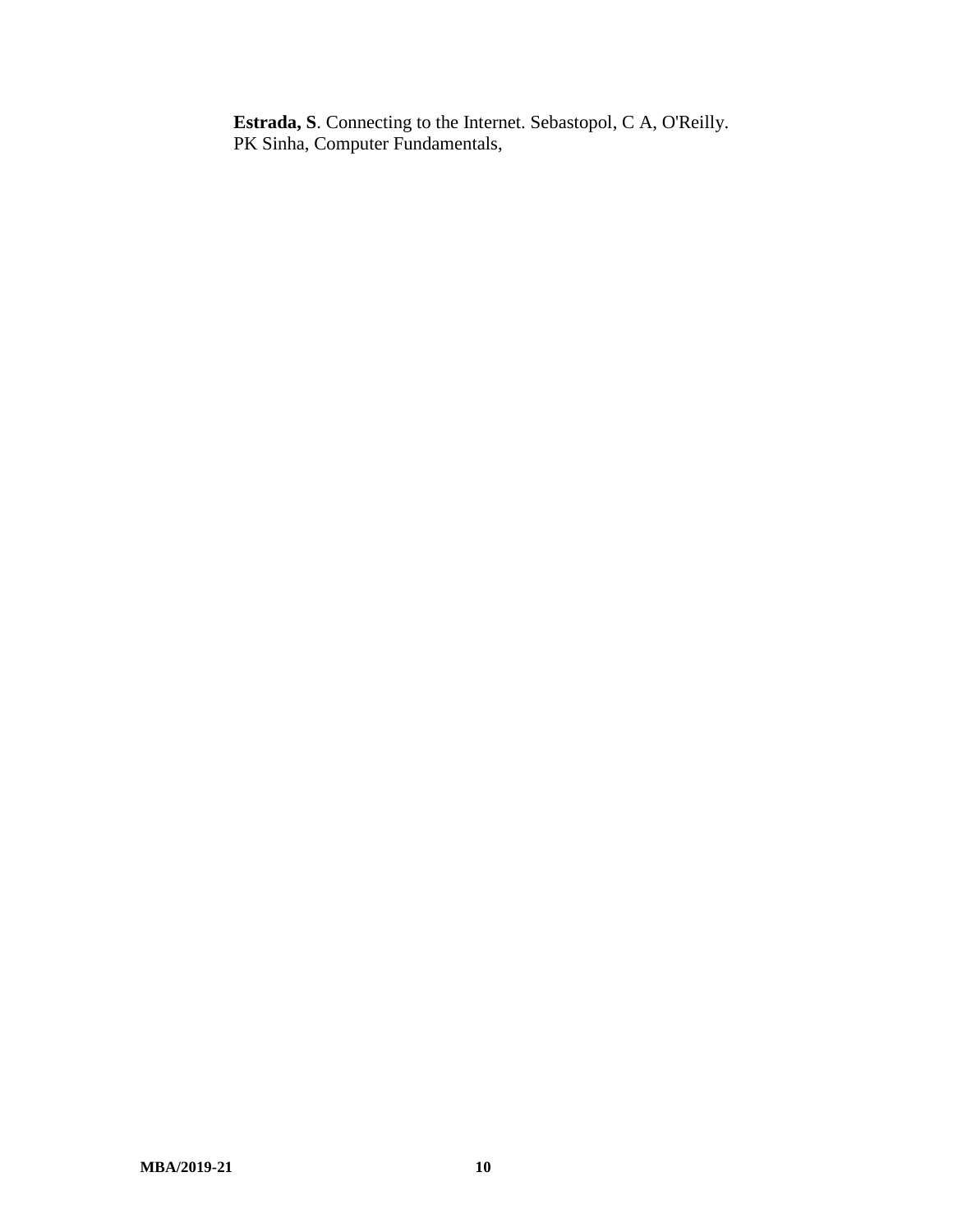**Estrada, S**. Connecting to the Internet. Sebastopol, C A, O'Reilly.
PK Sinha, Computer Fundamentals,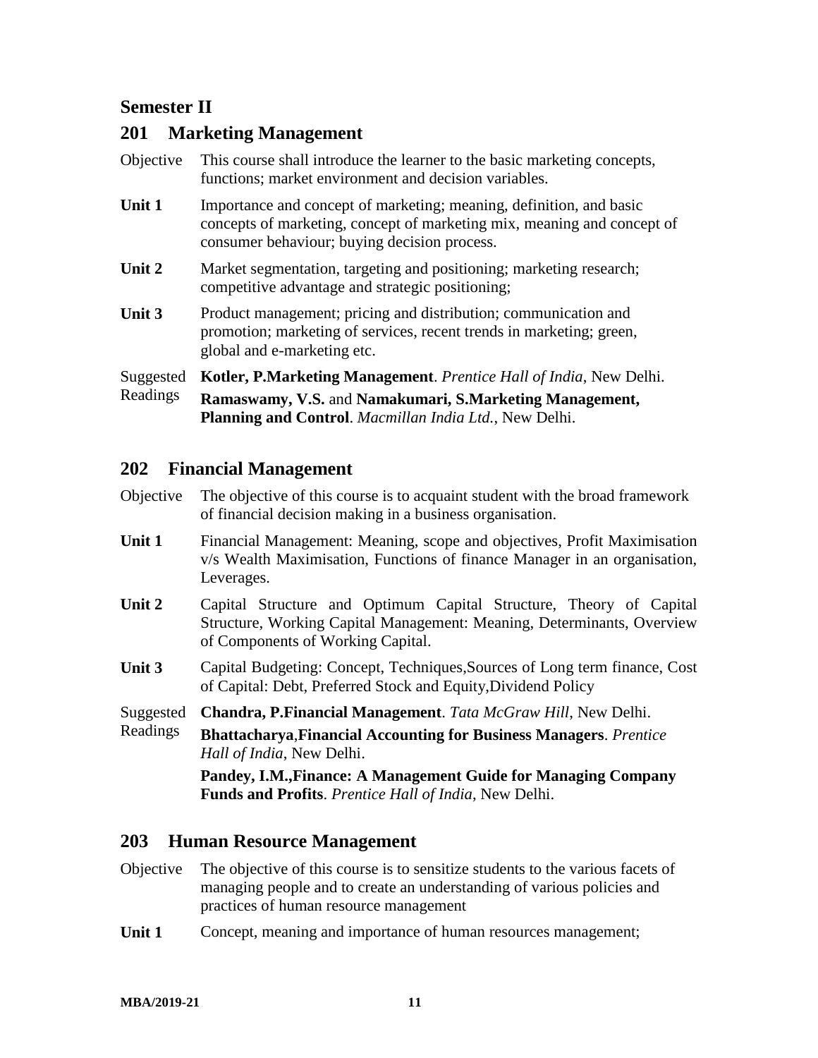## Semester II

### 201 Marketing Management

**Objective** This course shall introduce the learner to the basic marketing concepts, functions; market environment and decision variables.

**Unit 1** Importance and concept of marketing; meaning, definition, and basic concepts of marketing, concept of marketing mix, meaning and concept of consumer behaviour; buying decision process.

**Unit 2** Market segmentation, targeting and positioning; marketing research; competitive advantage and strategic positioning;

**Unit 3** Product management; pricing and distribution; communication and promotion; marketing of services, recent trends in marketing; green, global and e-marketing etc.

**Suggested Readings**

**Kotler, P.Marketing Management**. *Prentice Hall of India*, New Delhi.

**Ramaswamy, V.S.** and **Namakumari, S.Marketing Management, Planning and Control**. *Macmillan India Ltd.*, New Delhi.

### 202 Financial Management

**Objective** The objective of this course is to acquaint student with the broad framework of financial decision making in a business organisation.

**Unit 1** Financial Management: Meaning, scope and objectives, Profit Maximisation v/s Wealth Maximisation, Functions of finance Manager in an organisation, Leverages.

**Unit 2** Capital Structure and Optimum Capital Structure, Theory of Capital Structure, Working Capital Management: Meaning, Determinants, Overview of Components of Working Capital.

**Unit 3** Capital Budgeting: Concept, Techniques,Sources of Long term finance, Cost of Capital: Debt, Preferred Stock and Equity,Dividend Policy

**Suggested Readings**

**Chandra, P.Financial Management**. *Tata McGraw Hill*, New Delhi.

**Bhattacharya**,**Financial Accounting for Business Managers**. *Prentice Hall of India*, New Delhi.

**Pandey, I.M.,Finance: A Management Guide for Managing Company Funds and Profits**. *Prentice Hall of India*, New Delhi.

### 203 Human Resource Management

**Objective** The objective of this course is to sensitize students to the various facets of managing people and to create an understanding of various policies and practices of human resource management

**Unit 1** Concept, meaning and importance of human resources management;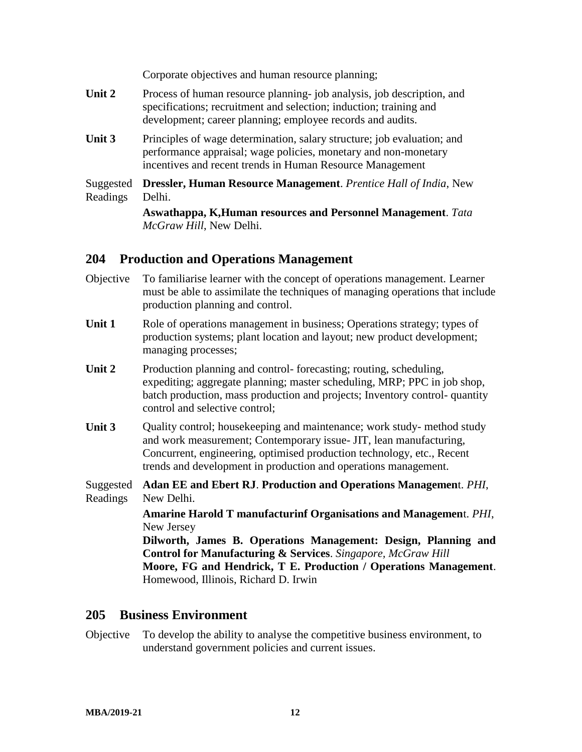Corporate objectives and human resource planning;

**Unit 2** Process of human resource planning- job analysis, job description, and specifications; recruitment and selection; induction; training and development; career planning; employee records and audits.

**Unit 3** Principles of wage determination, salary structure; job evaluation; and performance appraisal; wage policies, monetary and non-monetary incentives and recent trends in Human Resource Management

Suggested Readings

**Dressler, Human Resource Management**. *Prentice Hall of India*, New Delhi.

**Aswathappa, K,Human resources and Personnel Management**. *Tata McGraw Hill*, New Delhi.

## 204 Production and Operations Management

Objective To familiarise learner with the concept of operations management. Learner must be able to assimilate the techniques of managing operations that include production planning and control.

**Unit 1** Role of operations management in business; Operations strategy; types of production systems; plant location and layout; new product development; managing processes;

**Unit 2** Production planning and control- forecasting; routing, scheduling, expediting; aggregate planning; master scheduling, MRP; PPC in job shop, batch production, mass production and projects; Inventory control- quantity control and selective control;

**Unit 3** Quality control; housekeeping and maintenance; work study- method study and work measurement; Contemporary issue- JIT, lean manufacturing, Concurrent, engineering, optimised production technology, etc., Recent trends and development in production and operations management.

Suggested Readings

**Adan EE and Ebert RJ**. **Production and Operations Managemen**t. *PHI*, New Delhi.

**Amarine Harold T manufacturinf Organisations and Managemen**t. *PHI*, New Jersey

**Dilworth, James B. Operations Management: Design, Planning and Control for Manufacturing & Services**. *Singapore, McGraw Hill*

**Moore, FG and Hendrick, T E. Production / Operations Management**. Homewood, Illinois, Richard D. Irwin

## 205 Business Environment

Objective To develop the ability to analyse the competitive business environment, to understand government policies and current issues.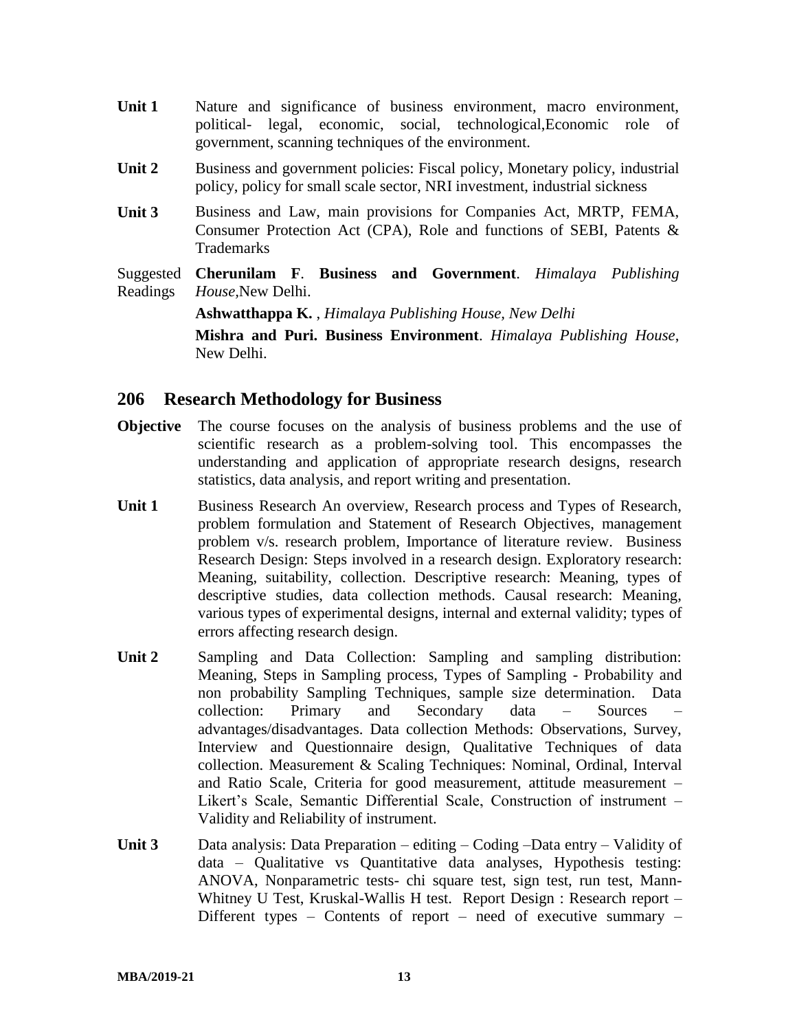**Unit 1** Nature and significance of business environment, macro environment, political- legal, economic, social, technological,Economic role of government, scanning techniques of the environment.

**Unit 2** Business and government policies: Fiscal policy, Monetary policy, industrial policy, policy for small scale sector, NRI investment, industrial sickness

**Unit 3** Business and Law, main provisions for Companies Act, MRTP, FEMA, Consumer Protection Act (CPA), Role and functions of SEBI, Patents & Trademarks

Suggested Readings

**Cherunilam F**. **Business and Government**. *Himalaya Publishing House*,New Delhi.

**Ashwatthappa K.** , *Himalaya Publishing House, New Delhi*

**Mishra and Puri. Business Environment**. *Himalaya Publishing House*, New Delhi.

## 206 Research Methodology for Business

**Objective** The course focuses on the analysis of business problems and the use of scientific research as a problem-solving tool. This encompasses the understanding and application of appropriate research designs, research statistics, data analysis, and report writing and presentation.

**Unit 1** Business Research An overview, Research process and Types of Research, problem formulation and Statement of Research Objectives, management problem v/s. research problem, Importance of literature review. Business Research Design: Steps involved in a research design. Exploratory research: Meaning, suitability, collection. Descriptive research: Meaning, types of descriptive studies, data collection methods. Causal research: Meaning, various types of experimental designs, internal and external validity; types of errors affecting research design.

**Unit 2** Sampling and Data Collection: Sampling and sampling distribution: Meaning, Steps in Sampling process, Types of Sampling - Probability and non probability Sampling Techniques, sample size determination. Data collection: Primary and Secondary data – Sources – advantages/disadvantages. Data collection Methods: Observations, Survey, Interview and Questionnaire design, Qualitative Techniques of data collection. Measurement & Scaling Techniques: Nominal, Ordinal, Interval and Ratio Scale, Criteria for good measurement, attitude measurement – Likert's Scale, Semantic Differential Scale, Construction of instrument – Validity and Reliability of instrument.

**Unit 3** Data analysis: Data Preparation – editing – Coding –Data entry – Validity of data – Qualitative vs Quantitative data analyses, Hypothesis testing: ANOVA, Nonparametric tests- chi square test, sign test, run test, Mann-Whitney U Test, Kruskal-Wallis H test. Report Design : Research report – Different types – Contents of report – need of executive summary –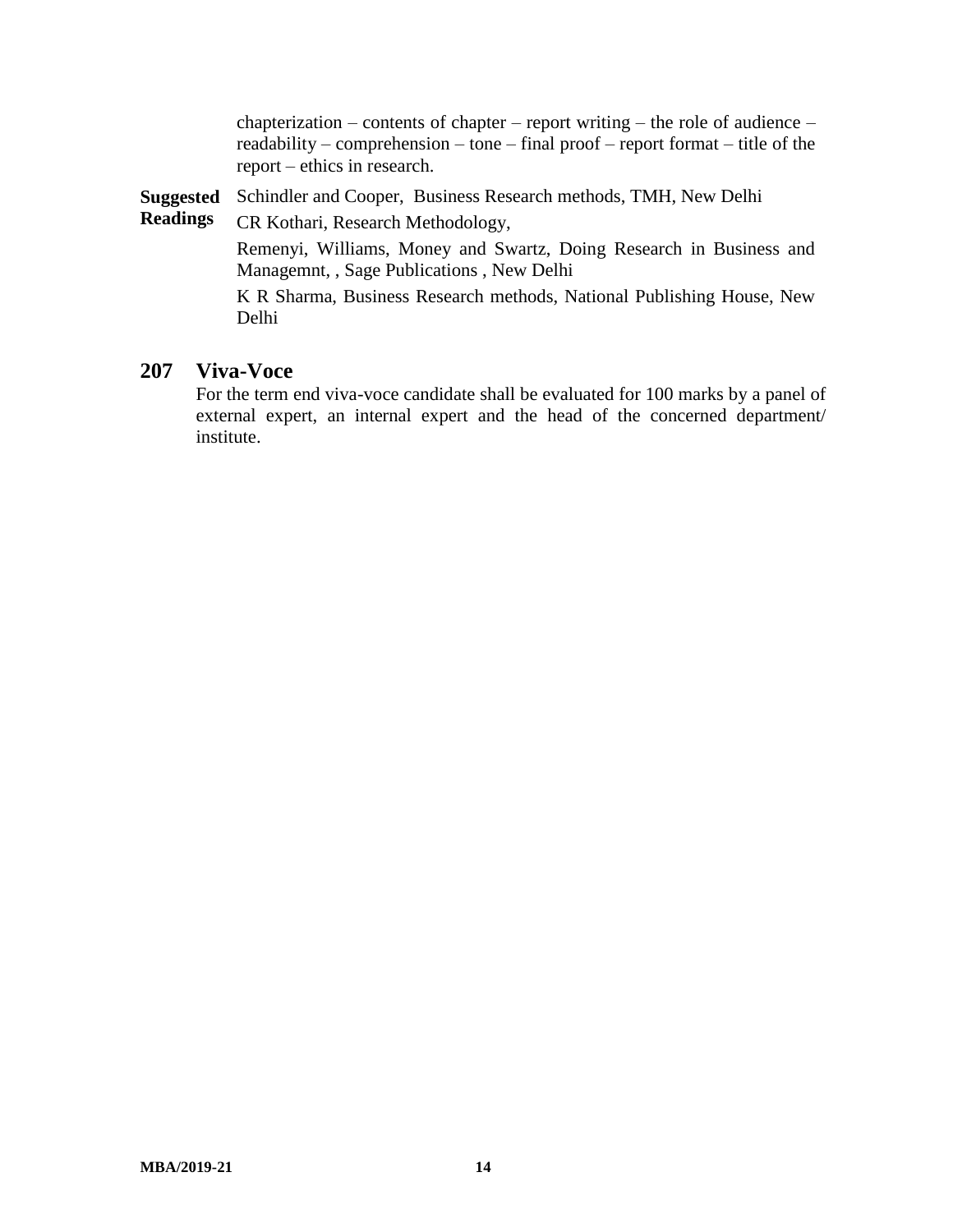chapterization – contents of chapter – report writing – the role of audience – readability – comprehension – tone – final proof – report format – title of the report – ethics in research.

**Suggested Readings**

Schindler and Cooper, Business Research methods, TMH, New Delhi

CR Kothari, Research Methodology,

Remenyi, Williams, Money and Swartz, Doing Research in Business and Managemnt, , Sage Publications , New Delhi

K R Sharma, Business Research methods, National Publishing House, New Delhi

## 207 Viva-Voce

For the term end viva-voce candidate shall be evaluated for 100 marks by a panel of external expert, an internal expert and the head of the concerned department/ institute.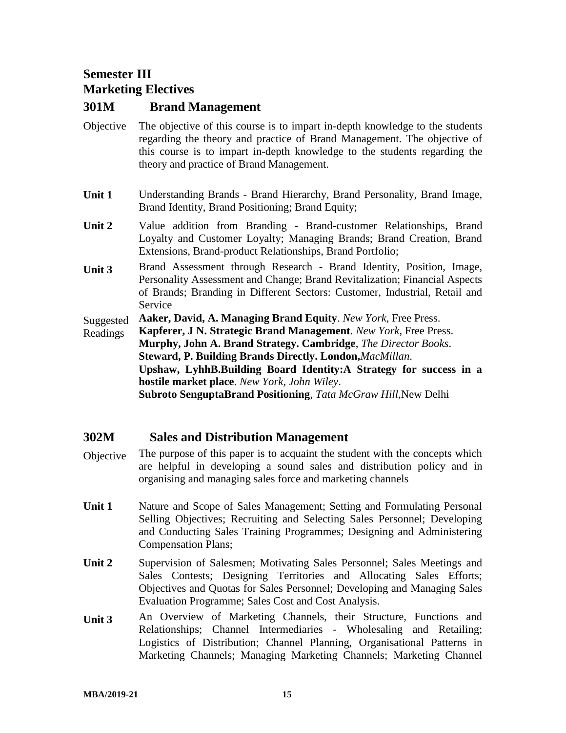## Semester III
## Marketing Electives

### 301M Brand Management

Objective: The objective of this course is to impart in-depth knowledge to the students regarding the theory and practice of Brand Management. The objective of this course is to impart in-depth knowledge to the students regarding the theory and practice of Brand Management.

**Unit 1** Understanding Brands - Brand Hierarchy, Brand Personality, Brand Image, Brand Identity, Brand Positioning; Brand Equity;

**Unit 2** Value addition from Branding - Brand-customer Relationships, Brand Loyalty and Customer Loyalty; Managing Brands; Brand Creation, Brand Extensions, Brand-product Relationships, Brand Portfolio;

**Unit 3** Brand Assessment through Research - Brand Identity, Position, Image, Personality Assessment and Change; Brand Revitalization; Financial Aspects of Brands; Branding in Different Sectors: Customer, Industrial, Retail and Service

Suggested Readings:

**Aaker, David, A. Managing Brand Equity**. *New York*, Free Press.
**Kapferer, J N. Strategic Brand Management**. *New York*, Free Press.
**Murphy, John A. Brand Strategy. Cambridge**, *The Director Books*.
**Steward, P. Building Brands Directly. London,***MacMillan*.
**Upshaw, LyhhB.Building Board Identity:A Strategy for success in a hostile market place**. *New York, John Wiley*.
**Subroto SenguptaBrand Positioning**, *Tata McGraw Hill*,New Delhi

### 302M Sales and Distribution Management

Objective: The purpose of this paper is to acquaint the student with the concepts which are helpful in developing a sound sales and distribution policy and in organising and managing sales force and marketing channels

**Unit 1** Nature and Scope of Sales Management; Setting and Formulating Personal Selling Objectives; Recruiting and Selecting Sales Personnel; Developing and Conducting Sales Training Programmes; Designing and Administering Compensation Plans;

**Unit 2** Supervision of Salesmen; Motivating Sales Personnel; Sales Meetings and Sales Contests; Designing Territories and Allocating Sales Efforts; Objectives and Quotas for Sales Personnel; Developing and Managing Sales Evaluation Programme; Sales Cost and Cost Analysis.

**Unit 3** An Overview of Marketing Channels, their Structure, Functions and Relationships; Channel Intermediaries - Wholesaling and Retailing; Logistics of Distribution; Channel Planning, Organisational Patterns in Marketing Channels; Managing Marketing Channels; Marketing Channel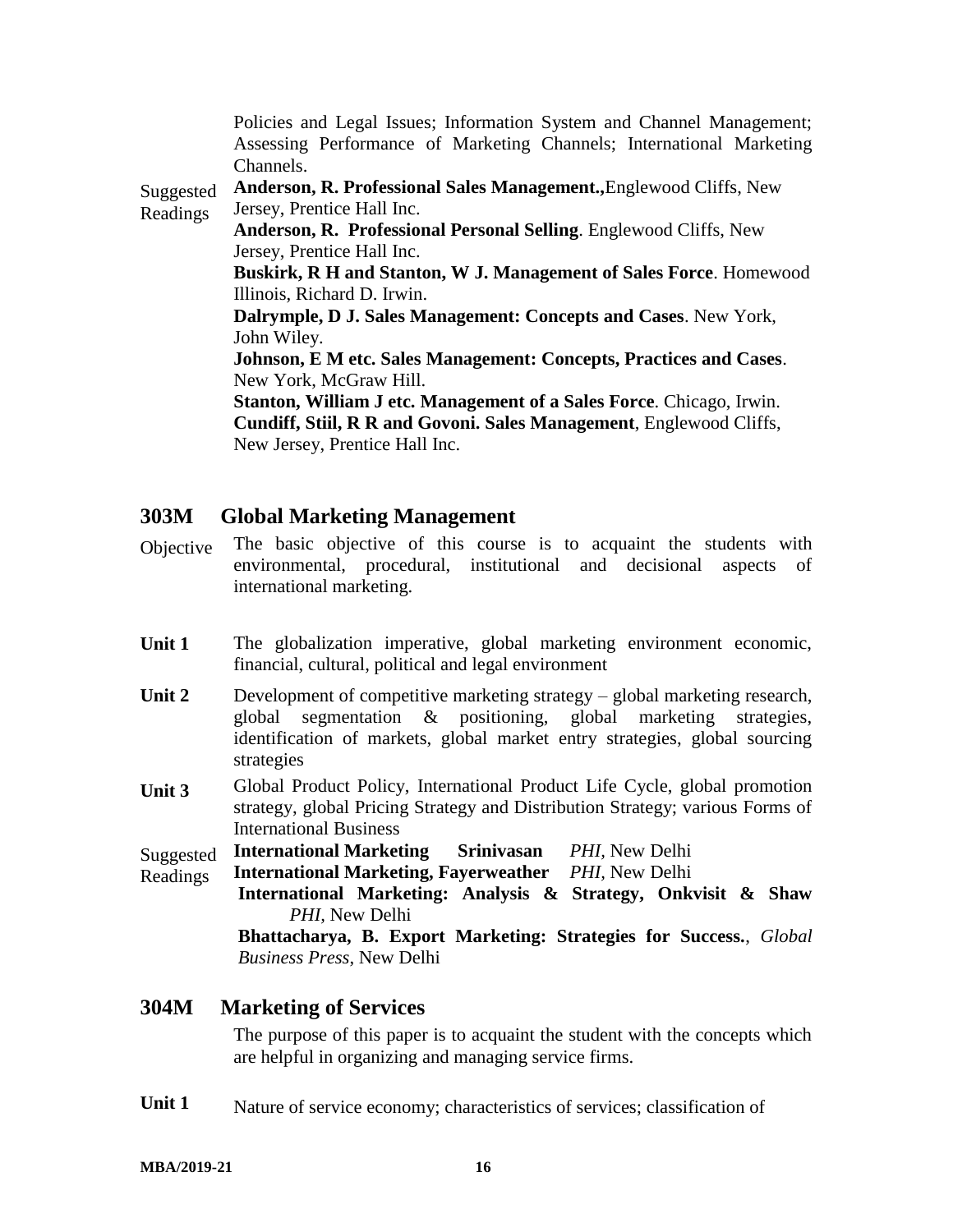Policies and Legal Issues; Information System and Channel Management; Assessing Performance of Marketing Channels; International Marketing Channels.

Suggested Readings

**Anderson, R. Professional Sales Management.,**Englewood Cliffs, New Jersey, Prentice Hall Inc.

**Anderson, R. Professional Personal Selling**. Englewood Cliffs, New Jersey, Prentice Hall Inc.

**Buskirk, R H and Stanton, W J. Management of Sales Force**. Homewood Illinois, Richard D. Irwin.

**Dalrymple, D J. Sales Management: Concepts and Cases**. New York, John Wiley.

**Johnson, E M etc. Sales Management: Concepts, Practices and Cases**. New York, McGraw Hill.

**Stanton, William J etc. Management of a Sales Force**. Chicago, Irwin.

**Cundiff, Stiil, R R and Govoni. Sales Management**, Englewood Cliffs, New Jersey, Prentice Hall Inc.

## 303M Global Marketing Management

Objective: The basic objective of this course is to acquaint the students with environmental, procedural, institutional and decisional aspects of international marketing.

**Unit 1** The globalization imperative, global marketing environment economic, financial, cultural, political and legal environment

**Unit 2** Development of competitive marketing strategy – global marketing research, global segmentation & positioning, global marketing strategies, identification of markets, global market entry strategies, global sourcing strategies

**Unit 3** Global Product Policy, International Product Life Cycle, global promotion strategy, global Pricing Strategy and Distribution Strategy; various Forms of International Business

Suggested Readings

**International Marketing Srinivasan** *PHI*, New Delhi

**International Marketing, Fayerweather** *PHI*, New Delhi

**International Marketing: Analysis & Strategy, Onkvisit & Shaw** *PHI*, New Delhi

**Bhattacharya, B. Export Marketing: Strategies for Success.**, *Global Business Press*, New Delhi

## 304M Marketing of Services

The purpose of this paper is to acquaint the student with the concepts which are helpful in organizing and managing service firms.

**Unit 1** Nature of service economy; characteristics of services; classification of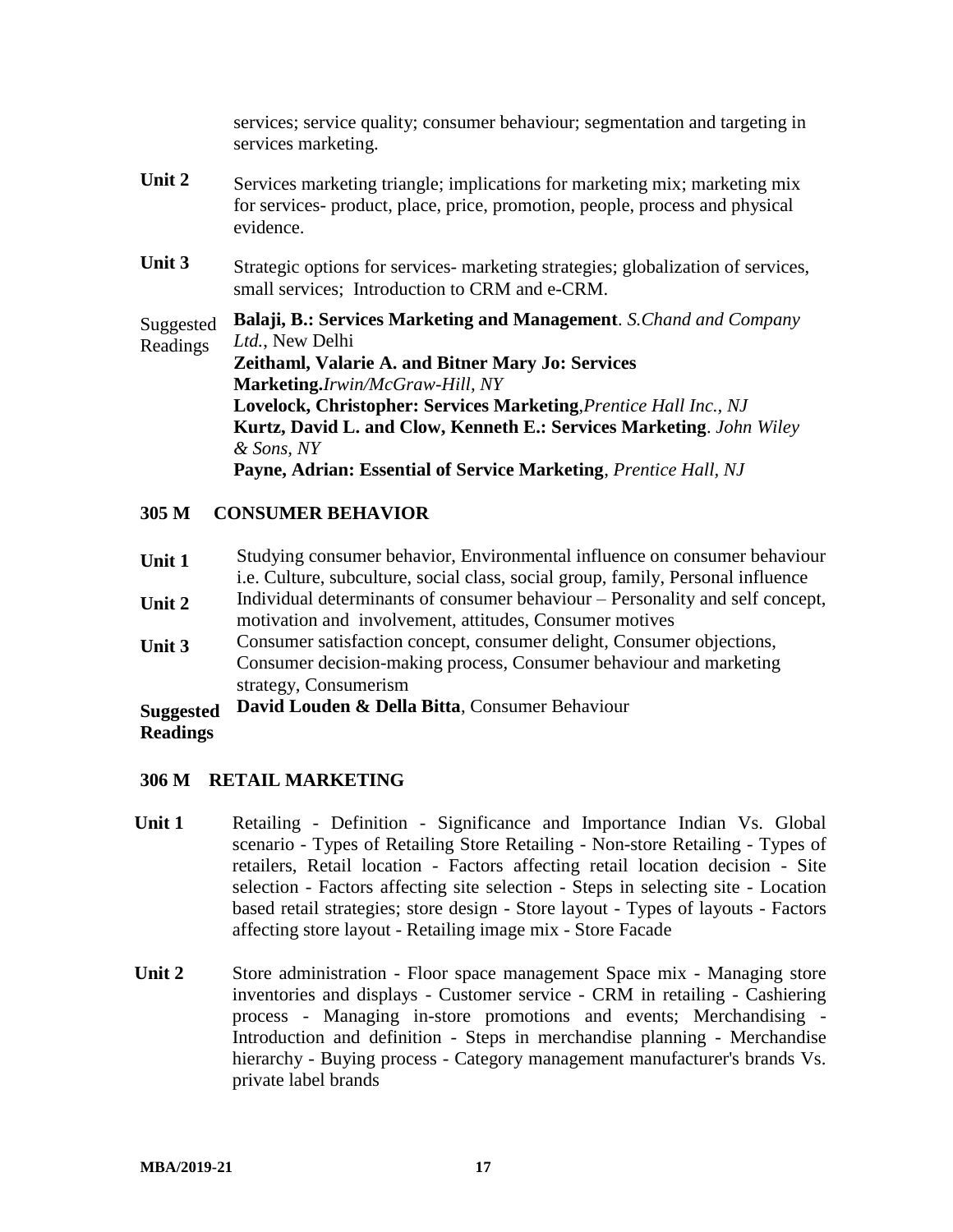services; service quality; consumer behaviour; segmentation and targeting in services marketing.

**Unit 2** Services marketing triangle; implications for marketing mix; marketing mix for services- product, place, price, promotion, people, process and physical evidence.

**Unit 3** Strategic options for services- marketing strategies; globalization of services, small services; Introduction to CRM and e-CRM.

Suggested Readings

**Balaji, B.: Services Marketing and Management**. *S.Chand and Company Ltd.*, New Delhi

**Zeithaml, Valarie A. and Bitner Mary Jo: Services Marketing.***Irwin/McGraw-Hill, NY*

**Lovelock, Christopher: Services Marketing**,*Prentice Hall Inc., NJ*

**Kurtz, David L. and Clow, Kenneth E.: Services Marketing**. *John Wiley & Sons, NY*

**Payne, Adrian: Essential of Service Marketing**, *Prentice Hall, NJ*

## 305 M CONSUMER BEHAVIOR

**Unit 1** Studying consumer behavior, Environmental influence on consumer behaviour i.e. Culture, subculture, social class, social group, family, Personal influence

**Unit 2** Individual determinants of consumer behaviour – Personality and self concept, motivation and involvement, attitudes, Consumer motives

**Unit 3** Consumer satisfaction concept, consumer delight, Consumer objections, Consumer decision-making process, Consumer behaviour and marketing strategy, Consumerism

**Suggested Readings**

**David Louden & Della Bitta**, Consumer Behaviour

## 306 M RETAIL MARKETING

**Unit 1** Retailing - Definition - Significance and Importance Indian Vs. Global scenario - Types of Retailing Store Retailing - Non-store Retailing - Types of retailers, Retail location - Factors affecting retail location decision - Site selection - Factors affecting site selection - Steps in selecting site - Location based retail strategies; store design - Store layout - Types of layouts - Factors affecting store layout - Retailing image mix - Store Facade

**Unit 2** Store administration - Floor space management Space mix - Managing store inventories and displays - Customer service - CRM in retailing - Cashiering process - Managing in-store promotions and events; Merchandising - Introduction and definition - Steps in merchandise planning - Merchandise hierarchy - Buying process - Category management manufacturer's brands Vs. private label brands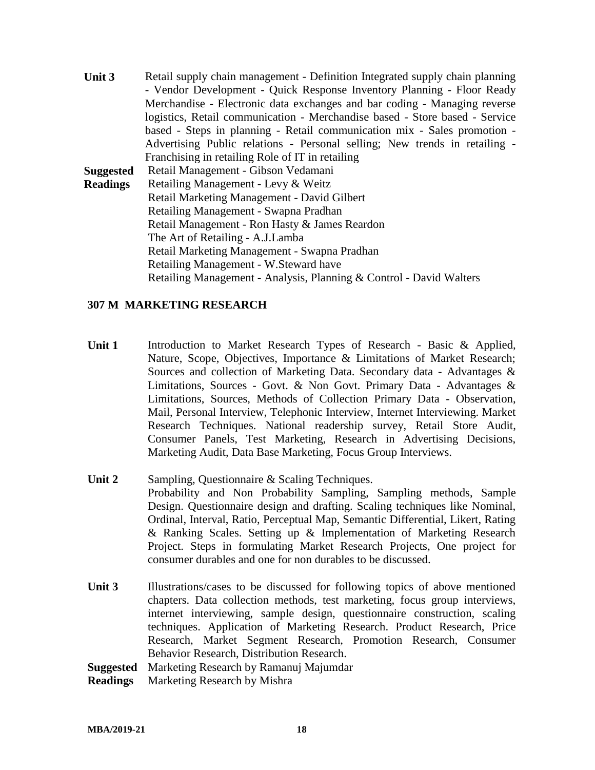**Unit 3** Retail supply chain management - Definition Integrated supply chain planning - Vendor Development - Quick Response Inventory Planning - Floor Ready Merchandise - Electronic data exchanges and bar coding - Managing reverse logistics, Retail communication - Merchandise based - Store based - Service based - Steps in planning - Retail communication mix - Sales promotion - Advertising Public relations - Personal selling; New trends in retailing - Franchising in retailing Role of IT in retailing

**Suggested Readings**

- Retail Management - Gibson Vedamani
- Retailing Management - Levy & Weitz
- Retail Marketing Management - David Gilbert
- Retailing Management - Swapna Pradhan
- Retail Management - Ron Hasty & James Reardon
- The Art of Retailing - A.J.Lamba
- Retail Marketing Management - Swapna Pradhan
- Retailing Management - W.Steward have
- Retailing Management - Analysis, Planning & Control - David Walters

## 307 M MARKETING RESEARCH

**Unit 1** Introduction to Market Research Types of Research - Basic & Applied, Nature, Scope, Objectives, Importance & Limitations of Market Research; Sources and collection of Marketing Data. Secondary data - Advantages & Limitations, Sources - Govt. & Non Govt. Primary Data - Advantages & Limitations, Sources, Methods of Collection Primary Data - Observation, Mail, Personal Interview, Telephonic Interview, Internet Interviewing. Market Research Techniques. National readership survey, Retail Store Audit, Consumer Panels, Test Marketing, Research in Advertising Decisions, Marketing Audit, Data Base Marketing, Focus Group Interviews.

**Unit 2** Sampling, Questionnaire & Scaling Techniques.
Probability and Non Probability Sampling, Sampling methods, Sample Design. Questionnaire design and drafting. Scaling techniques like Nominal, Ordinal, Interval, Ratio, Perceptual Map, Semantic Differential, Likert, Rating & Ranking Scales. Setting up & Implementation of Marketing Research Project. Steps in formulating Market Research Projects, One project for consumer durables and one for non durables to be discussed.

**Unit 3** Illustrations/cases to be discussed for following topics of above mentioned chapters. Data collection methods, test marketing, focus group interviews, internet interviewing, sample design, questionnaire construction, scaling techniques. Application of Marketing Research. Product Research, Price Research, Market Segment Research, Promotion Research, Consumer Behavior Research, Distribution Research.

**Suggested Readings**

- Marketing Research by Ramanuj Majumdar
- Marketing Research by Mishra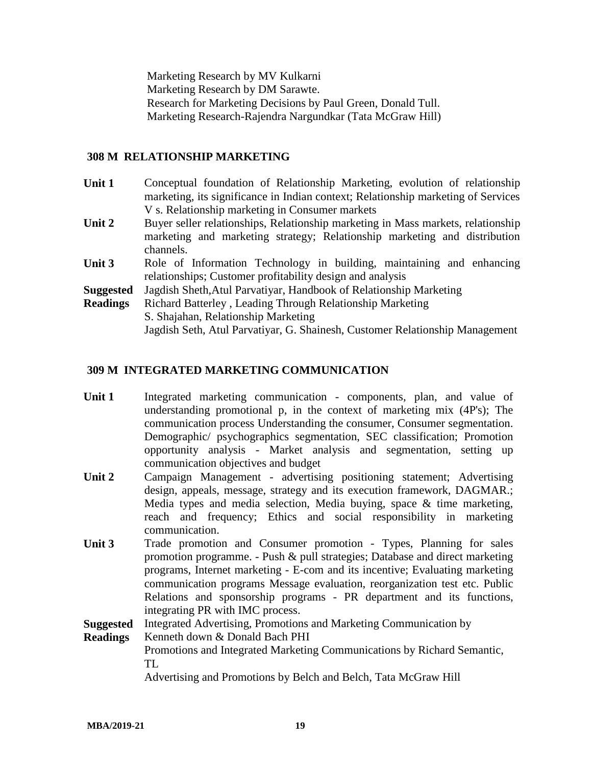Marketing Research by MV Kulkarni
Marketing Research by DM Sarawte.
Research for Marketing Decisions by Paul Green, Donald Tull.
Marketing Research-Rajendra Nargundkar (Tata McGraw Hill)

## 308 M RELATIONSHIP MARKETING

| | |
|---|---|
| **Unit 1** | Conceptual foundation of Relationship Marketing, evolution of relationship marketing, its significance in Indian context; Relationship marketing of Services V s. Relationship marketing in Consumer markets |
| **Unit 2** | Buyer seller relationships, Relationship marketing in Mass markets, relationship marketing and marketing strategy; Relationship marketing and distribution channels. |
| **Unit 3** | Role of Information Technology in building, maintaining and enhancing relationships; Customer profitability design and analysis |
| **Suggested Readings** | Jagdish Sheth,Atul Parvatiyar, Handbook of Relationship Marketing<br>Richard Batterley , Leading Through Relationship Marketing<br>S. Shajahan, Relationship Marketing<br>Jagdish Seth, Atul Parvatiyar, G. Shainesh, Customer Relationship Management |

## 309 M INTEGRATED MARKETING COMMUNICATION

| | |
|---|---|
| **Unit 1** | Integrated marketing communication - components, plan, and value of understanding promotional p, in the context of marketing mix (4P's); The communication process Understanding the consumer, Consumer segmentation. Demographic/ psychographics segmentation, SEC classification; Promotion opportunity analysis - Market analysis and segmentation, setting up communication objectives and budget |
| **Unit 2** | Campaign Management - advertising positioning statement; Advertising design, appeals, message, strategy and its execution framework, DAGMAR.; Media types and media selection, Media buying, space & time marketing, reach and frequency; Ethics and social responsibility in marketing communication. |
| **Unit 3** | Trade promotion and Consumer promotion - Types, Planning for sales promotion programme. - Push & pull strategies; Database and direct marketing programs, Internet marketing - E-com and its incentive; Evaluating marketing communication programs Message evaluation, reorganization test etc. Public Relations and sponsorship programs - PR department and its functions, integrating PR with IMC process. |
| **Suggested Readings** | Integrated Advertising, Promotions and Marketing Communication by Kenneth down & Donald Bach PHI<br>Promotions and Integrated Marketing Communications by Richard Semantic, TL<br>Advertising and Promotions by Belch and Belch, Tata McGraw Hill |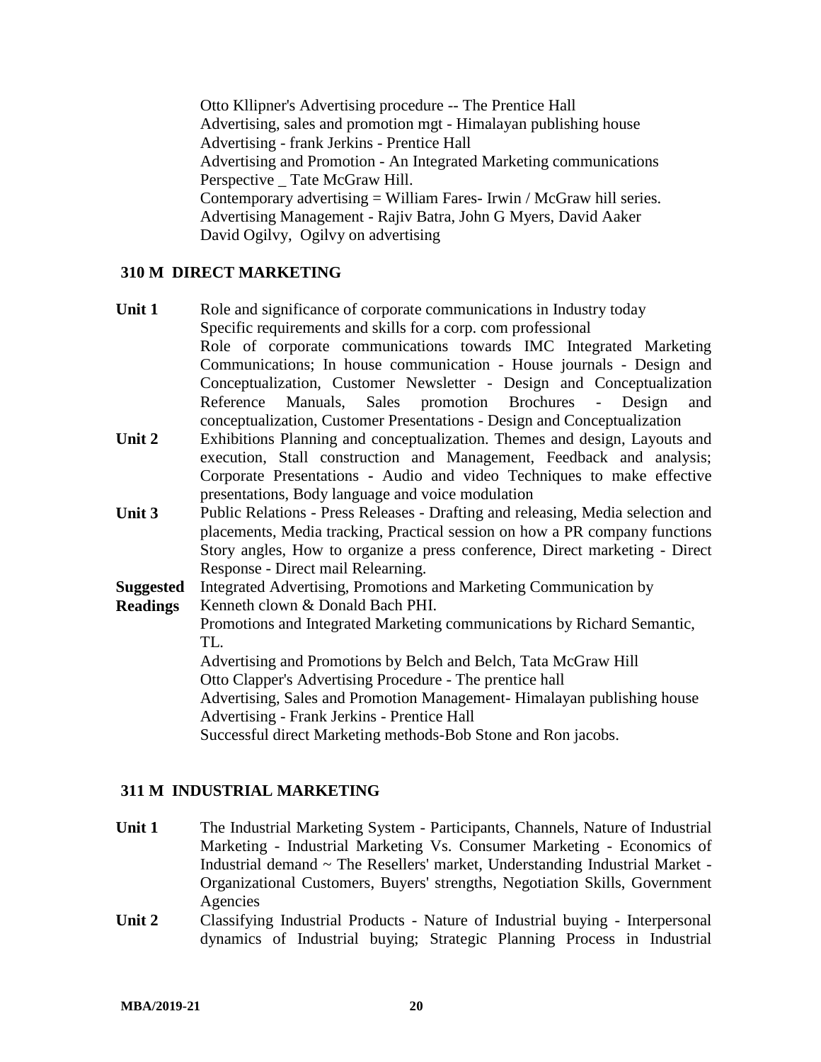Otto Kllipner's Advertising procedure -- The Prentice Hall
Advertising, sales and promotion mgt - Himalayan publishing house
Advertising - frank Jerkins - Prentice Hall
Advertising and Promotion - An Integrated Marketing communications Perspective _ Tate McGraw Hill.
Contemporary advertising = William Fares- Irwin / McGraw hill series.
Advertising Management - Rajiv Batra, John G Myers, David Aaker
David Ogilvy, Ogilvy on advertising

## 310 M DIRECT MARKETING

**Unit 1** Role and significance of corporate communications in Industry today
Specific requirements and skills for a corp. com professional
Role of corporate communications towards IMC Integrated Marketing Communications; In house communication - House journals - Design and Conceptualization, Customer Newsletter - Design and Conceptualization Reference Manuals, Sales promotion Brochures - Design and conceptualization, Customer Presentations - Design and Conceptualization

**Unit 2** Exhibitions Planning and conceptualization. Themes and design, Layouts and execution, Stall construction and Management, Feedback and analysis; Corporate Presentations - Audio and video Techniques to make effective presentations, Body language and voice modulation

**Unit 3** Public Relations - Press Releases - Drafting and releasing, Media selection and placements, Media tracking, Practical session on how a PR company functions Story angles, How to organize a press conference, Direct marketing - Direct Response - Direct mail Relearning.

**Suggested Readings**
Integrated Advertising, Promotions and Marketing Communication by Kenneth clown & Donald Bach PHI.
Promotions and Integrated Marketing communications by Richard Semantic, TL.
Advertising and Promotions by Belch and Belch, Tata McGraw Hill
Otto Clapper's Advertising Procedure - The prentice hall
Advertising, Sales and Promotion Management- Himalayan publishing house
Advertising - Frank Jerkins - Prentice Hall
Successful direct Marketing methods-Bob Stone and Ron jacobs.

## 311 M INDUSTRIAL MARKETING

**Unit 1** The Industrial Marketing System - Participants, Channels, Nature of Industrial Marketing - Industrial Marketing Vs. Consumer Marketing - Economics of Industrial demand ~ The Resellers' market, Understanding Industrial Market - Organizational Customers, Buyers' strengths, Negotiation Skills, Government Agencies

**Unit 2** Classifying Industrial Products - Nature of Industrial buying - Interpersonal dynamics of Industrial buying; Strategic Planning Process in Industrial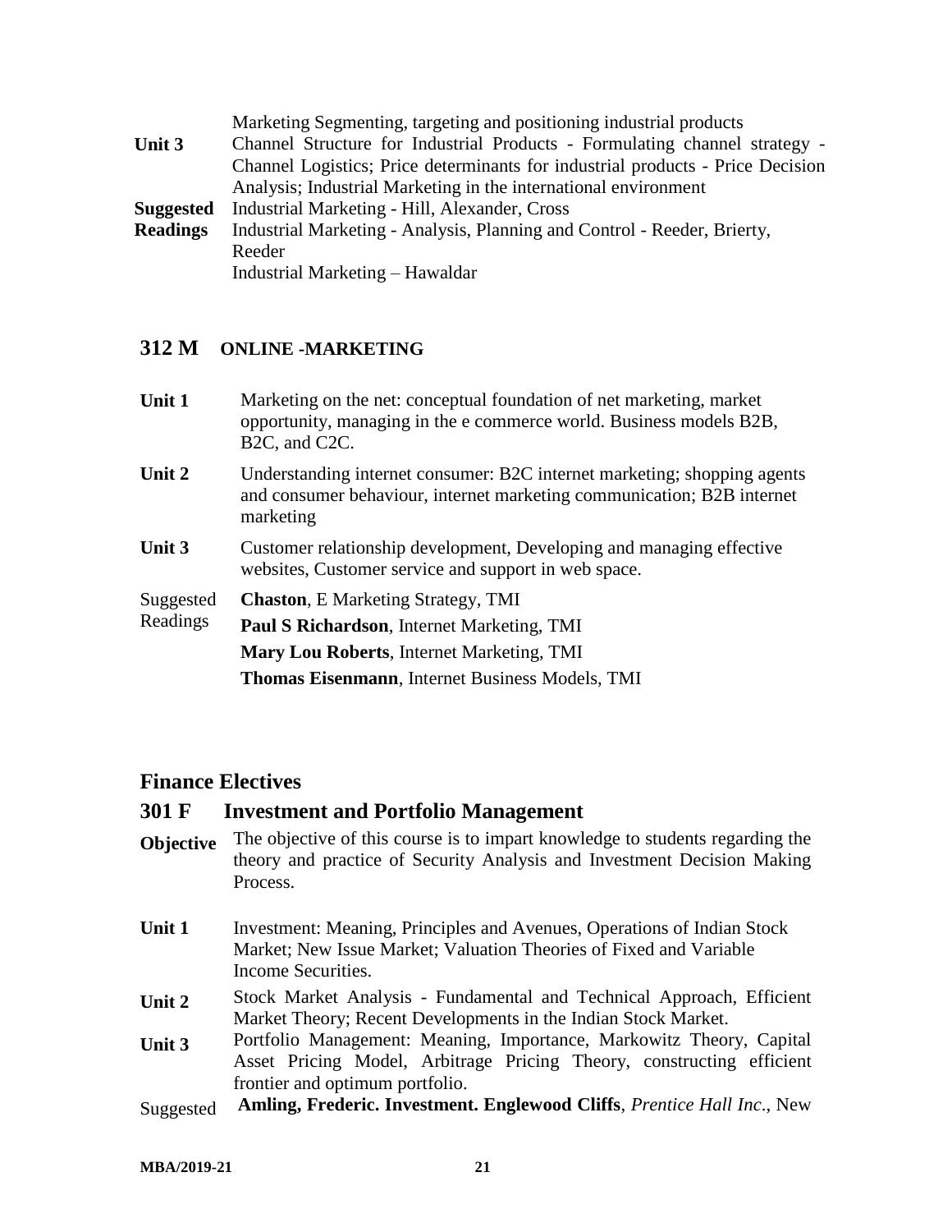| | |
|---|---|
| | Marketing Segmenting, targeting and positioning industrial products |
| **Unit 3** | Channel Structure for Industrial Products - Formulating channel strategy - Channel Logistics; Price determinants for industrial products - Price Decision Analysis; Industrial Marketing in the international environment |
| **Suggested Readings** | Industrial Marketing - Hill, Alexander, Cross<br>Industrial Marketing - Analysis, Planning and Control - Reeder, Brierty, Reeder<br>Industrial Marketing – Hawaldar |

## 312 M ONLINE -MARKETING

| | |
|---|---|
| **Unit 1** | Marketing on the net: conceptual foundation of net marketing, market opportunity, managing in the e commerce world. Business models B2B, B2C, and C2C. |
| **Unit 2** | Understanding internet consumer: B2C internet marketing; shopping agents and consumer behaviour, internet marketing communication; B2B internet marketing |
| **Unit 3** | Customer relationship development, Developing and managing effective websites, Customer service and support in web space. |
| Suggested Readings | **Chaston**, E Marketing Strategy, TMI<br>**Paul S Richardson**, Internet Marketing, TMI<br>**Mary Lou Roberts**, Internet Marketing, TMI<br>**Thomas Eisenmann**, Internet Business Models, TMI |

## Finance Electives

## 301 F Investment and Portfolio Management

| | |
|---|---|
| **Objective** | The objective of this course is to impart knowledge to students regarding the theory and practice of Security Analysis and Investment Decision Making Process. |
| **Unit 1** | Investment: Meaning, Principles and Avenues, Operations of Indian Stock Market; New Issue Market; Valuation Theories of Fixed and Variable Income Securities. |
| **Unit 2** | Stock Market Analysis - Fundamental and Technical Approach, Efficient Market Theory; Recent Developments in the Indian Stock Market. |
| **Unit 3** | Portfolio Management: Meaning, Importance, Markowitz Theory, Capital Asset Pricing Model, Arbitrage Pricing Theory, constructing efficient frontier and optimum portfolio. |
| Suggested | **Amling, Frederic. Investment. Englewood Cliffs**, *Prentice Hall Inc*., New |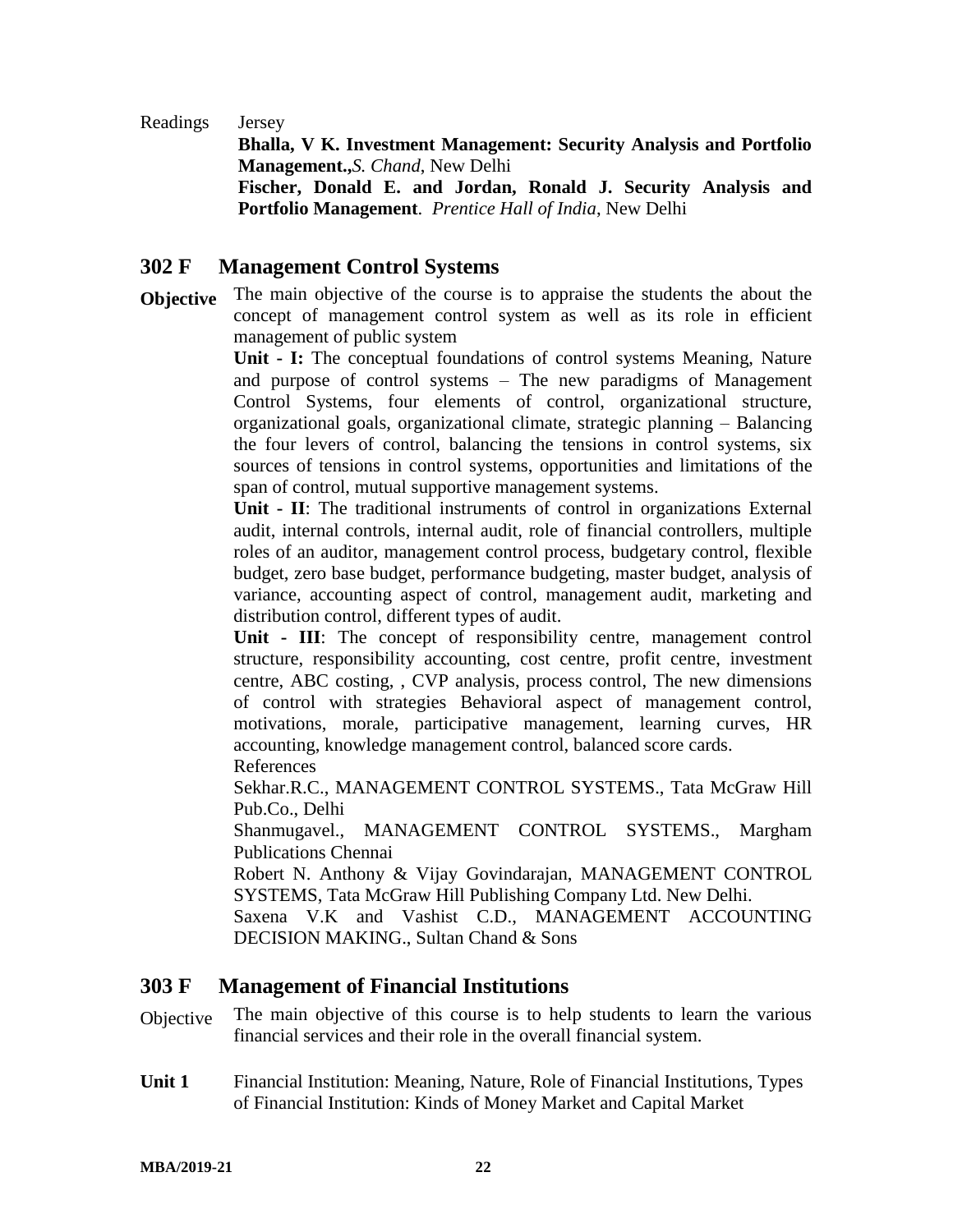Readings Jersey

**Bhalla, V K. Investment Management: Security Analysis and Portfolio Management.,***S. Chand*, New Delhi

**Fischer, Donald E. and Jordan, Ronald J. Security Analysis and Portfolio Management**. *Prentice Hall of India*, New Delhi

## 302 F Management Control Systems

**Objective** The main objective of the course is to appraise the students the about the concept of management control system as well as its role in efficient management of public system

**Unit - I:** The conceptual foundations of control systems Meaning, Nature and purpose of control systems – The new paradigms of Management Control Systems, four elements of control, organizational structure, organizational goals, organizational climate, strategic planning – Balancing the four levers of control, balancing the tensions in control systems, six sources of tensions in control systems, opportunities and limitations of the span of control, mutual supportive management systems.

**Unit - II**: The traditional instruments of control in organizations External audit, internal controls, internal audit, role of financial controllers, multiple roles of an auditor, management control process, budgetary control, flexible budget, zero base budget, performance budgeting, master budget, analysis of variance, accounting aspect of control, management audit, marketing and distribution control, different types of audit.

**Unit - III**: The concept of responsibility centre, management control structure, responsibility accounting, cost centre, profit centre, investment centre, ABC costing, , CVP analysis, process control, The new dimensions of control with strategies Behavioral aspect of management control, motivations, morale, participative management, learning curves, HR accounting, knowledge management control, balanced score cards.

References

Sekhar.R.C., MANAGEMENT CONTROL SYSTEMS., Tata McGraw Hill Pub.Co., Delhi

Shanmugavel., MANAGEMENT CONTROL SYSTEMS., Margham Publications Chennai

Robert N. Anthony & Vijay Govindarajan, MANAGEMENT CONTROL SYSTEMS, Tata McGraw Hill Publishing Company Ltd. New Delhi.

Saxena V.K and Vashist C.D., MANAGEMENT ACCOUNTING DECISION MAKING., Sultan Chand & Sons

## 303 F Management of Financial Institutions

Objective The main objective of this course is to help students to learn the various financial services and their role in the overall financial system.

**Unit 1** Financial Institution: Meaning, Nature, Role of Financial Institutions, Types of Financial Institution: Kinds of Money Market and Capital Market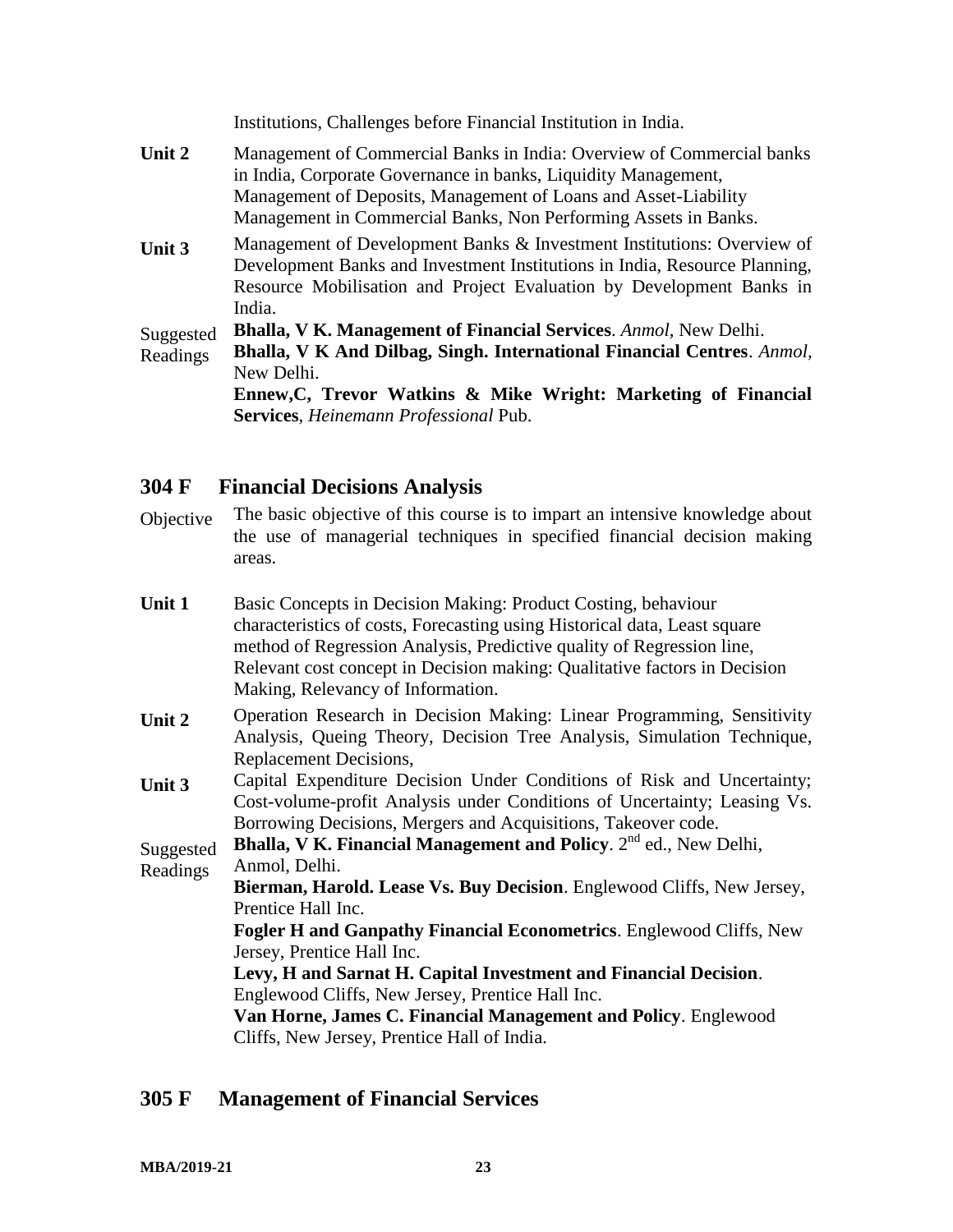Institutions, Challenges before Financial Institution in India.

**Unit 2** Management of Commercial Banks in India: Overview of Commercial banks in India, Corporate Governance in banks, Liquidity Management, Management of Deposits, Management of Loans and Asset-Liability Management in Commercial Banks, Non Performing Assets in Banks.

**Unit 3** Management of Development Banks & Investment Institutions: Overview of Development Banks and Investment Institutions in India, Resource Planning, Resource Mobilisation and Project Evaluation by Development Banks in India.

Suggested Readings

**Bhalla, V K. Management of Financial Services**. *Anmol,* New Delhi.

**Bhalla, V K And Dilbag, Singh. International Financial Centres**. *Anmol,* New Delhi.

**Ennew,C, Trevor Watkins & Mike Wright: Marketing of Financial Services**, *Heinemann Professional* Pub.

## 304 F Financial Decisions Analysis

Objective The basic objective of this course is to impart an intensive knowledge about the use of managerial techniques in specified financial decision making areas.

**Unit 1** Basic Concepts in Decision Making: Product Costing, behaviour characteristics of costs, Forecasting using Historical data, Least square method of Regression Analysis, Predictive quality of Regression line, Relevant cost concept in Decision making: Qualitative factors in Decision Making, Relevancy of Information.

**Unit 2** Operation Research in Decision Making: Linear Programming, Sensitivity Analysis, Queing Theory, Decision Tree Analysis, Simulation Technique, Replacement Decisions,

**Unit 3** Capital Expenditure Decision Under Conditions of Risk and Uncertainty; Cost-volume-profit Analysis under Conditions of Uncertainty; Leasing Vs. Borrowing Decisions, Mergers and Acquisitions, Takeover code.

Suggested Readings

**Bhalla, V K. Financial Management and Policy**. 2nd ed., New Delhi, Anmol, Delhi.

**Bierman, Harold. Lease Vs. Buy Decision**. Englewood Cliffs, New Jersey, Prentice Hall Inc.

**Fogler H and Ganpathy Financial Econometrics**. Englewood Cliffs, New Jersey, Prentice Hall Inc.

**Levy, H and Sarnat H. Capital Investment and Financial Decision**. Englewood Cliffs, New Jersey, Prentice Hall Inc.

**Van Horne, James C. Financial Management and Policy**. Englewood Cliffs, New Jersey, Prentice Hall of India.

## 305 F Management of Financial Services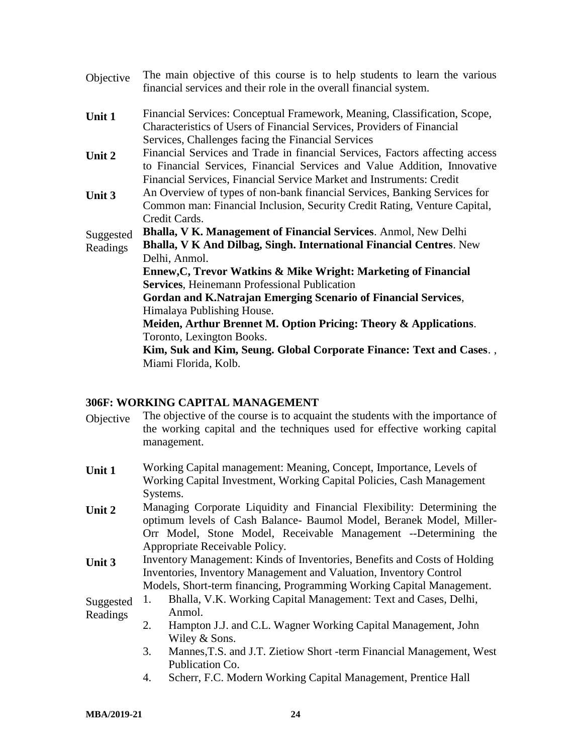**Objective** The main objective of this course is to help students to learn the various financial services and their role in the overall financial system.

**Unit 1** Financial Services: Conceptual Framework, Meaning, Classification, Scope, Characteristics of Users of Financial Services, Providers of Financial Services, Challenges facing the Financial Services

**Unit 2** Financial Services and Trade in financial Services, Factors affecting access to Financial Services, Financial Services and Value Addition, Innovative Financial Services, Financial Service Market and Instruments: Credit

**Unit 3** An Overview of types of non-bank financial Services, Banking Services for Common man: Financial Inclusion, Security Credit Rating, Venture Capital, Credit Cards.

**Suggested Readings**

**Bhalla, V K. Management of Financial Services**. Anmol, New Delhi

**Bhalla, V K And Dilbag, Singh. International Financial Centres**. New Delhi, Anmol.

**Ennew,C, Trevor Watkins & Mike Wright: Marketing of Financial Services**, Heinemann Professional Publication

**Gordan and K.Natrajan Emerging Scenario of Financial Services**, Himalaya Publishing House.

**Meiden, Arthur Brennet M. Option Pricing: Theory & Applications**. Toronto, Lexington Books.

**Kim, Suk and Kim, Seung. Global Corporate Finance: Text and Cases**. , Miami Florida, Kolb.

## 306F: WORKING CAPITAL MANAGEMENT

**Objective** The objective of the course is to acquaint the students with the importance of the working capital and the techniques used for effective working capital management.

**Unit 1** Working Capital management: Meaning, Concept, Importance, Levels of Working Capital Investment, Working Capital Policies, Cash Management Systems.

**Unit 2** Managing Corporate Liquidity and Financial Flexibility: Determining the optimum levels of Cash Balance- Baumol Model, Beranek Model, Miller-Orr Model, Stone Model, Receivable Management --Determining the Appropriate Receivable Policy.

**Unit 3** Inventory Management: Kinds of Inventories, Benefits and Costs of Holding Inventories, Inventory Management and Valuation, Inventory Control Models, Short-term financing, Programming Working Capital Management.

**Suggested Readings**

1. Bhalla, V.K. Working Capital Management: Text and Cases, Delhi, Anmol.
2. Hampton J.J. and C.L. Wagner Working Capital Management, John Wiley & Sons.
3. Mannes,T.S. and J.T. Zietiow Short -term Financial Management, West Publication Co.
4. Scherr, F.C. Modern Working Capital Management, Prentice Hall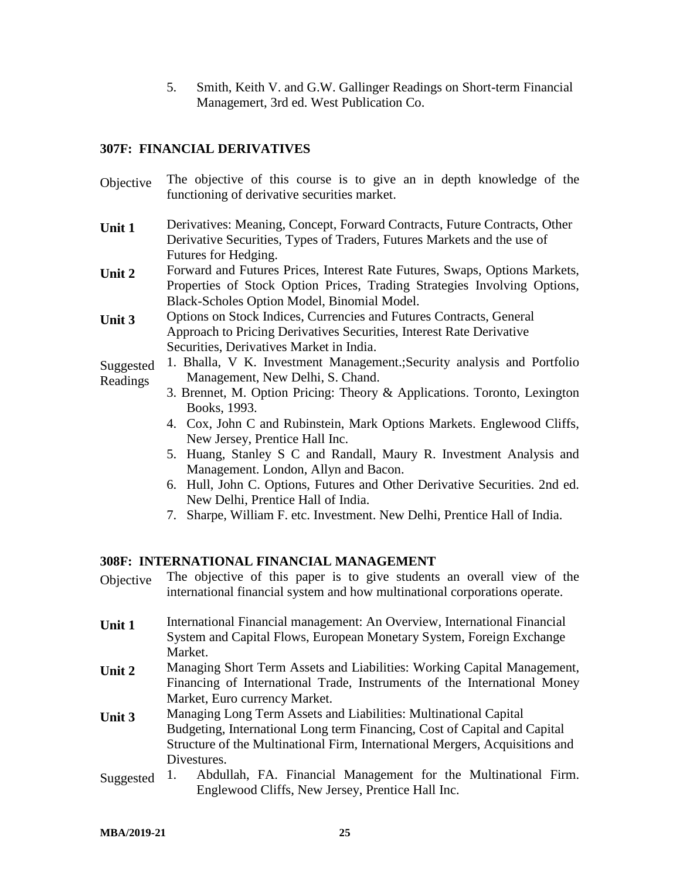5. Smith, Keith V. and G.W. Gallinger Readings on Short-term Financial Managemert, 3rd ed. West Publication Co.

### 307F: FINANCIAL DERIVATIVES

**Objective** The objective of this course is to give an in depth knowledge of the functioning of derivative securities market.

**Unit 1** Derivatives: Meaning, Concept, Forward Contracts, Future Contracts, Other Derivative Securities, Types of Traders, Futures Markets and the use of Futures for Hedging.

**Unit 2** Forward and Futures Prices, Interest Rate Futures, Swaps, Options Markets, Properties of Stock Option Prices, Trading Strategies Involving Options, Black-Scholes Option Model, Binomial Model.

**Unit 3** Options on Stock Indices, Currencies and Futures Contracts, General Approach to Pricing Derivatives Securities, Interest Rate Derivative Securities, Derivatives Market in India.

**Suggested Readings**

1. Bhalla, V K. Investment Management.;Security analysis and Portfolio Management, New Delhi, S. Chand.
3. Brennet, M. Option Pricing: Theory & Applications. Toronto, Lexington Books, 1993.
4. Cox, John C and Rubinstein, Mark Options Markets. Englewood Cliffs, New Jersey, Prentice Hall Inc.
5. Huang, Stanley S C and Randall, Maury R. Investment Analysis and Management. London, Allyn and Bacon.
6. Hull, John C. Options, Futures and Other Derivative Securities. 2nd ed. New Delhi, Prentice Hall of India.
7. Sharpe, William F. etc. Investment. New Delhi, Prentice Hall of India.

### 308F: INTERNATIONAL FINANCIAL MANAGEMENT

**Objective** The objective of this paper is to give students an overall view of the international financial system and how multinational corporations operate.

**Unit 1** International Financial management: An Overview, International Financial System and Capital Flows, European Monetary System, Foreign Exchange Market.

**Unit 2** Managing Short Term Assets and Liabilities: Working Capital Management, Financing of International Trade, Instruments of the International Money Market, Euro currency Market.

**Unit 3** Managing Long Term Assets and Liabilities: Multinational Capital Budgeting, International Long term Financing, Cost of Capital and Capital Structure of the Multinational Firm, International Mergers, Acquisitions and Divestures.

**Suggested**

1. Abdullah, FA. Financial Management for the Multinational Firm. Englewood Cliffs, New Jersey, Prentice Hall Inc.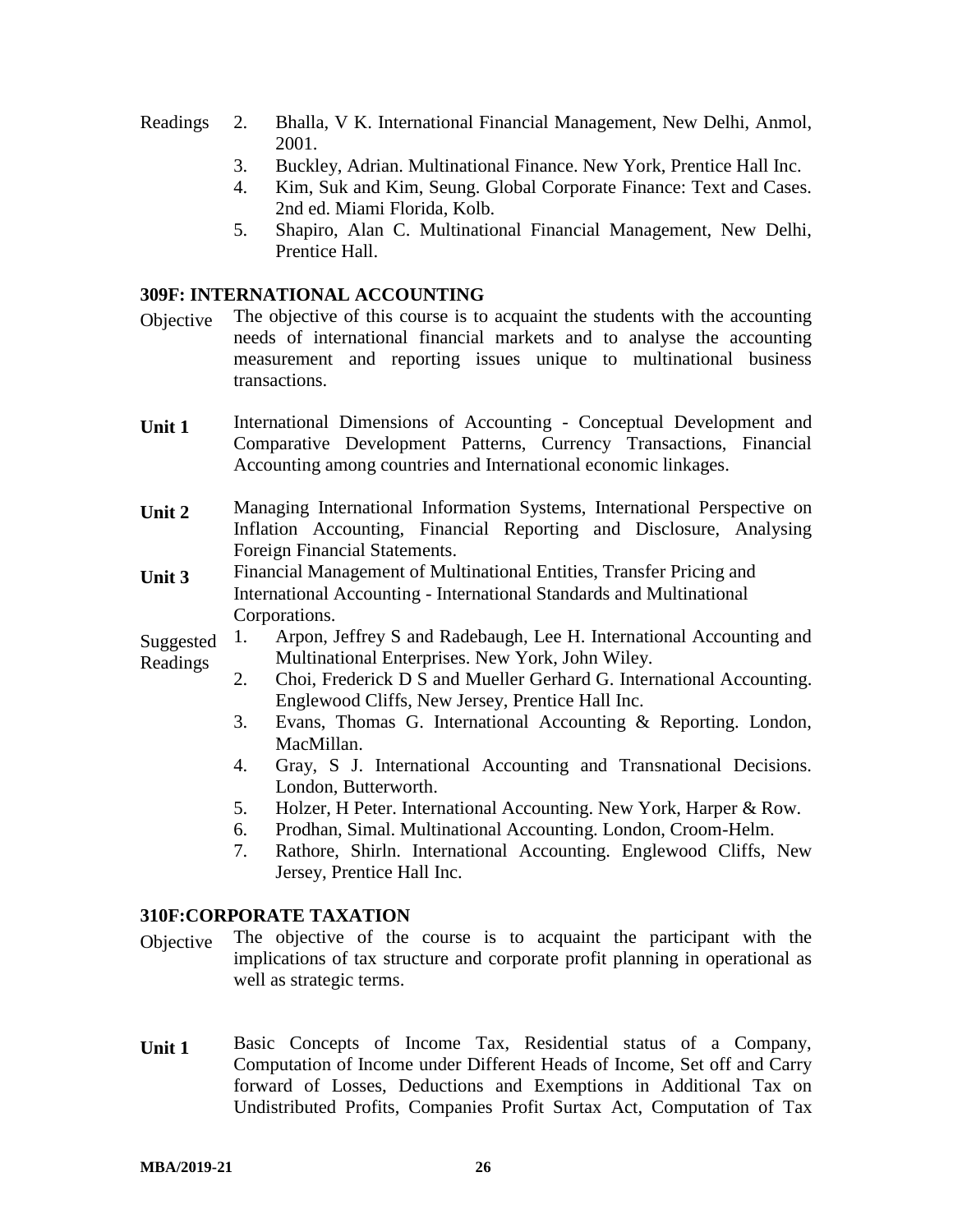Readings

2. Bhalla, V K. International Financial Management, New Delhi, Anmol, 2001.
3. Buckley, Adrian. Multinational Finance. New York, Prentice Hall Inc.
4. Kim, Suk and Kim, Seung. Global Corporate Finance: Text and Cases. 2nd ed. Miami Florida, Kolb.
5. Shapiro, Alan C. Multinational Financial Management, New Delhi, Prentice Hall.

### 309F: INTERNATIONAL ACCOUNTING

**Objective** The objective of this course is to acquaint the students with the accounting needs of international financial markets and to analyse the accounting measurement and reporting issues unique to multinational business transactions.

**Unit 1** International Dimensions of Accounting - Conceptual Development and Comparative Development Patterns, Currency Transactions, Financial Accounting among countries and International economic linkages.

**Unit 2** Managing International Information Systems, International Perspective on Inflation Accounting, Financial Reporting and Disclosure, Analysing Foreign Financial Statements.

**Unit 3** Financial Management of Multinational Entities, Transfer Pricing and International Accounting - International Standards and Multinational Corporations.

**Suggested Readings**

1. Arpon, Jeffrey S and Radebaugh, Lee H. International Accounting and Multinational Enterprises. New York, John Wiley.
2. Choi, Frederick D S and Mueller Gerhard G. International Accounting. Englewood Cliffs, New Jersey, Prentice Hall Inc.
3. Evans, Thomas G. International Accounting & Reporting. London, MacMillan.
4. Gray, S J. International Accounting and Transnational Decisions. London, Butterworth.
5. Holzer, H Peter. International Accounting. New York, Harper & Row.
6. Prodhan, Simal. Multinational Accounting. London, Croom-Helm.
7. Rathore, Shirln. International Accounting. Englewood Cliffs, New Jersey, Prentice Hall Inc.

### 310F:CORPORATE TAXATION

**Objective** The objective of the course is to acquaint the participant with the implications of tax structure and corporate profit planning in operational as well as strategic terms.

**Unit 1** Basic Concepts of Income Tax, Residential status of a Company, Computation of Income under Different Heads of Income, Set off and Carry forward of Losses, Deductions and Exemptions in Additional Tax on Undistributed Profits, Companies Profit Surtax Act, Computation of Tax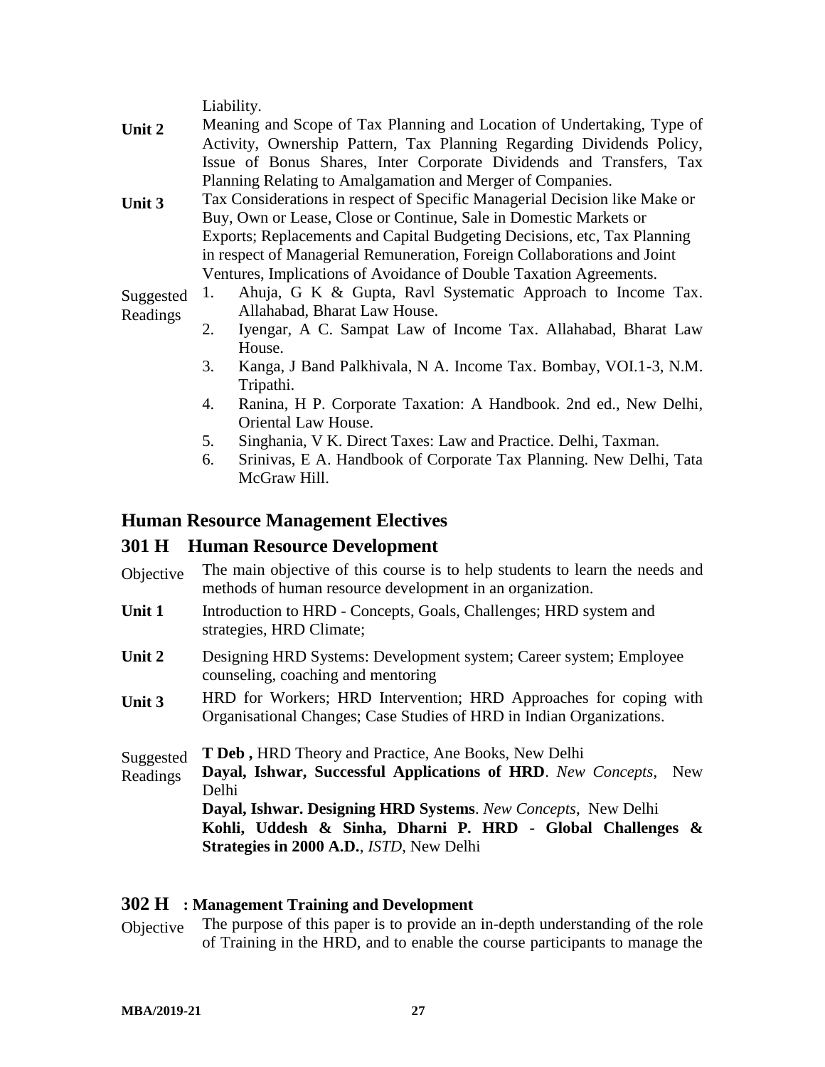Liability.

**Unit 2** Meaning and Scope of Tax Planning and Location of Undertaking, Type of Activity, Ownership Pattern, Tax Planning Regarding Dividends Policy, Issue of Bonus Shares, Inter Corporate Dividends and Transfers, Tax Planning Relating to Amalgamation and Merger of Companies.

**Unit 3** Tax Considerations in respect of Specific Managerial Decision like Make or Buy, Own or Lease, Close or Continue, Sale in Domestic Markets or Exports; Replacements and Capital Budgeting Decisions, etc, Tax Planning in respect of Managerial Remuneration, Foreign Collaborations and Joint Ventures, Implications of Avoidance of Double Taxation Agreements.

Suggested Readings

1. Ahuja, G K & Gupta, Ravl Systematic Approach to Income Tax. Allahabad, Bharat Law House.
2. Iyengar, A C. Sampat Law of Income Tax. Allahabad, Bharat Law House.
3. Kanga, J Band Palkhivala, N A. Income Tax. Bombay, VOI.1-3, N.M. Tripathi.
4. Ranina, H P. Corporate Taxation: A Handbook. 2nd ed., New Delhi, Oriental Law House.
5. Singhania, V K. Direct Taxes: Law and Practice. Delhi, Taxman.
6. Srinivas, E A. Handbook of Corporate Tax Planning. New Delhi, Tata McGraw Hill.

## Human Resource Management Electives

## 301 H Human Resource Development

Objective The main objective of this course is to help students to learn the needs and methods of human resource development in an organization.

**Unit 1** Introduction to HRD - Concepts, Goals, Challenges; HRD system and strategies, HRD Climate;

**Unit 2** Designing HRD Systems: Development system; Career system; Employee counseling, coaching and mentoring

**Unit 3** HRD for Workers; HRD Intervention; HRD Approaches for coping with Organisational Changes; Case Studies of HRD in Indian Organizations.

Suggested Readings

**T Deb ,** HRD Theory and Practice, Ane Books, New Delhi

**Dayal, Ishwar, Successful Applications of HRD**. *New Concepts*, New Delhi

**Dayal, Ishwar. Designing HRD Systems**. *New Concepts*, New Delhi

**Kohli, Uddesh & Sinha, Dharni P. HRD - Global Challenges & Strategies in 2000 A.D.**, *ISTD*, New Delhi

### 302 H : Management Training and Development

Objective The purpose of this paper is to provide an in-depth understanding of the role of Training in the HRD, and to enable the course participants to manage the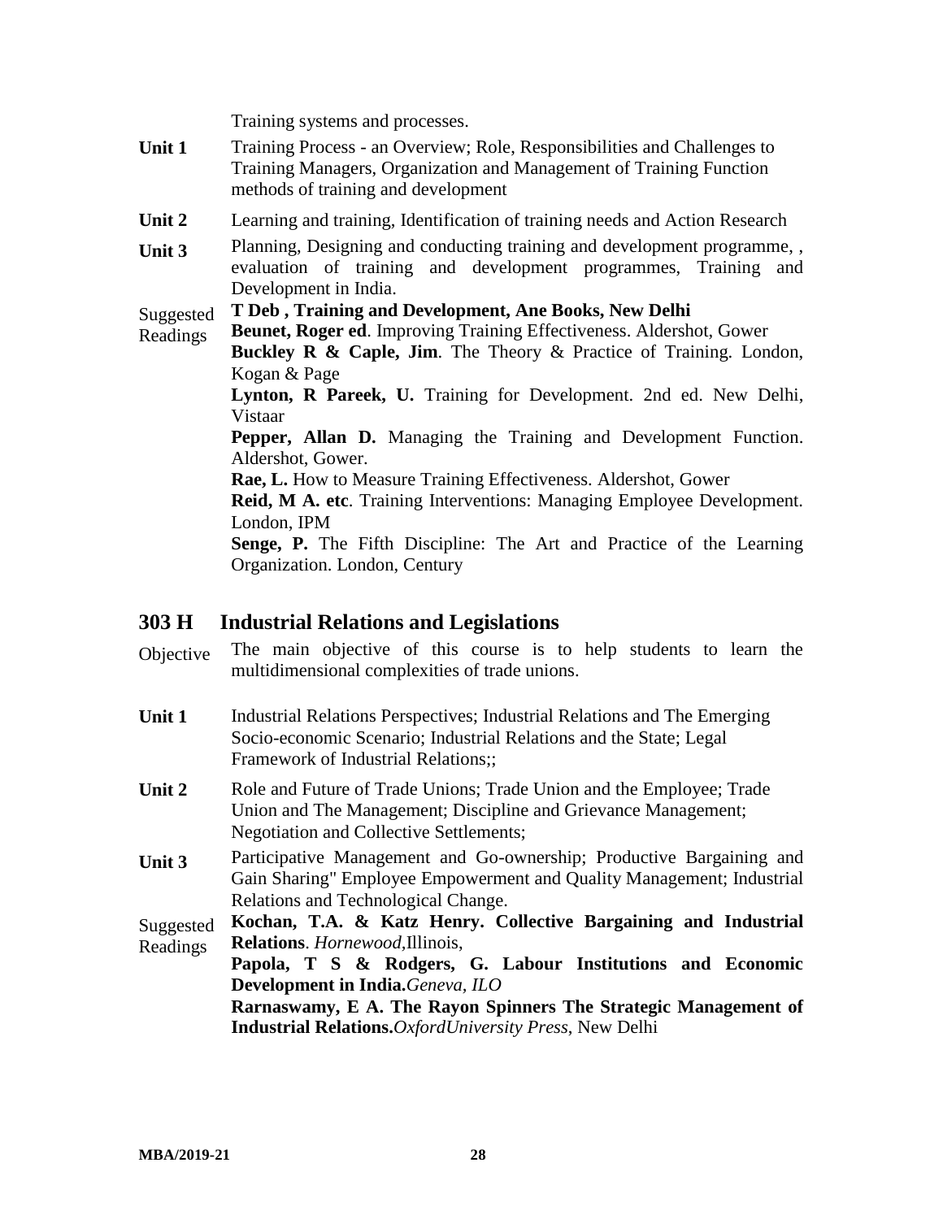Training systems and processes.

**Unit 1** Training Process - an Overview; Role, Responsibilities and Challenges to Training Managers, Organization and Management of Training Function methods of training and development

**Unit 2** Learning and training, Identification of training needs and Action Research

**Unit 3** Planning, Designing and conducting training and development programme, , evaluation of training and development programmes, Training and Development in India.

Suggested Readings

**T Deb , Training and Development, Ane Books, New Delhi**

**Beunet, Roger ed**. Improving Training Effectiveness. Aldershot, Gower

**Buckley R & Caple, Jim**. The Theory & Practice of Training. London, Kogan & Page

**Lynton, R Pareek, U.** Training for Development. 2nd ed. New Delhi, Vistaar

**Pepper, Allan D.** Managing the Training and Development Function. Aldershot, Gower.

**Rae, L.** How to Measure Training Effectiveness. Aldershot, Gower

**Reid, M A. etc**. Training Interventions: Managing Employee Development. London, IPM

**Senge, P.** The Fifth Discipline: The Art and Practice of the Learning Organization. London, Century

## 303 H Industrial Relations and Legislations

Objective The main objective of this course is to help students to learn the multidimensional complexities of trade unions.

**Unit 1** Industrial Relations Perspectives; Industrial Relations and The Emerging Socio-economic Scenario; Industrial Relations and the State; Legal Framework of Industrial Relations;;

**Unit 2** Role and Future of Trade Unions; Trade Union and the Employee; Trade Union and The Management; Discipline and Grievance Management; Negotiation and Collective Settlements;

**Unit 3** Participative Management and Go-ownership; Productive Bargaining and Gain Sharing" Employee Empowerment and Quality Management; Industrial Relations and Technological Change.

Suggested Readings

**Kochan, T.A. & Katz Henry. Collective Bargaining and Industrial Relations**. *Hornewood*,Illinois,

**Papola, T S & Rodgers, G. Labour Institutions and Economic Development in India.***Geneva, ILO*

**Rarnaswamy, E A. The Rayon Spinners The Strategic Management of Industrial Relations.***OxfordUniversity Press*, New Delhi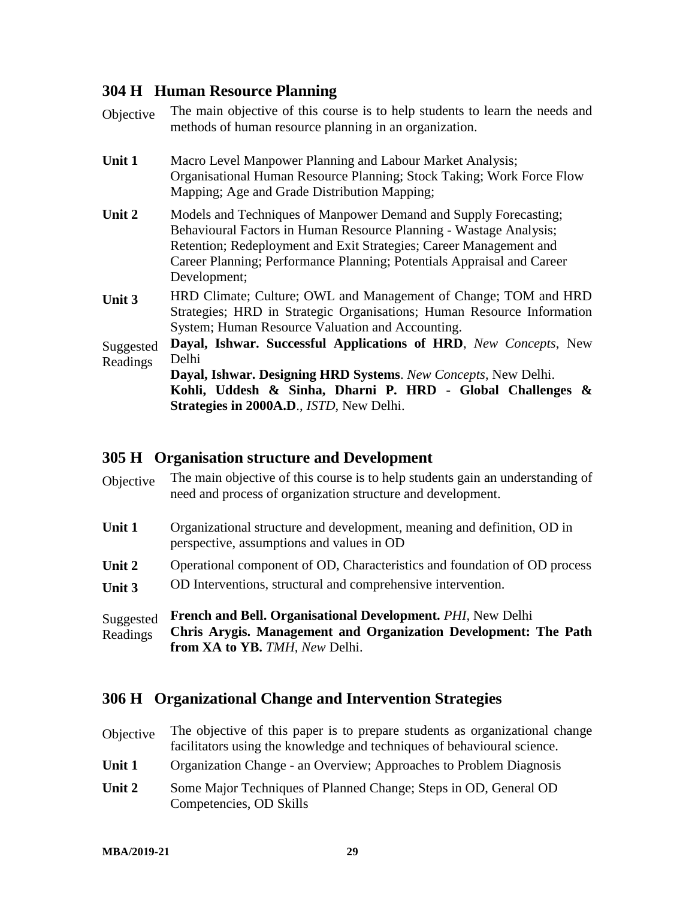## 304 H Human Resource Planning

**Objective** The main objective of this course is to help students to learn the needs and methods of human resource planning in an organization.

**Unit 1** Macro Level Manpower Planning and Labour Market Analysis; Organisational Human Resource Planning; Stock Taking; Work Force Flow Mapping; Age and Grade Distribution Mapping;

**Unit 2** Models and Techniques of Manpower Demand and Supply Forecasting; Behavioural Factors in Human Resource Planning - Wastage Analysis; Retention; Redeployment and Exit Strategies; Career Management and Career Planning; Performance Planning; Potentials Appraisal and Career Development;

**Unit 3** HRD Climate; Culture; OWL and Management of Change; TOM and HRD Strategies; HRD in Strategic Organisations; Human Resource Information System; Human Resource Valuation and Accounting.

**Suggested Readings**

**Dayal, Ishwar. Successful Applications of HRD**, *New Concepts*, New Delhi

**Dayal, Ishwar. Designing HRD Systems**. *New Concepts*, New Delhi.

**Kohli, Uddesh & Sinha, Dharni P. HRD - Global Challenges & Strategies in 2000A.D**., *ISTD*, New Delhi.

## 305 H Organisation structure and Development

**Objective** The main objective of this course is to help students gain an understanding of need and process of organization structure and development.

**Unit 1** Organizational structure and development, meaning and definition, OD in perspective, assumptions and values in OD

**Unit 2** Operational component of OD, Characteristics and foundation of OD process

**Unit 3** OD Interventions, structural and comprehensive intervention.

**Suggested Readings**

**French and Bell. Organisational Development.** *PHI*, New Delhi

**Chris Arygis. Management and Organization Development: The Path from XA to YB.** *TMH*, *New* Delhi.

## 306 H Organizational Change and Intervention Strategies

**Objective** The objective of this paper is to prepare students as organizational change facilitators using the knowledge and techniques of behavioural science.

**Unit 1** Organization Change - an Overview; Approaches to Problem Diagnosis

**Unit 2** Some Major Techniques of Planned Change; Steps in OD, General OD Competencies, OD Skills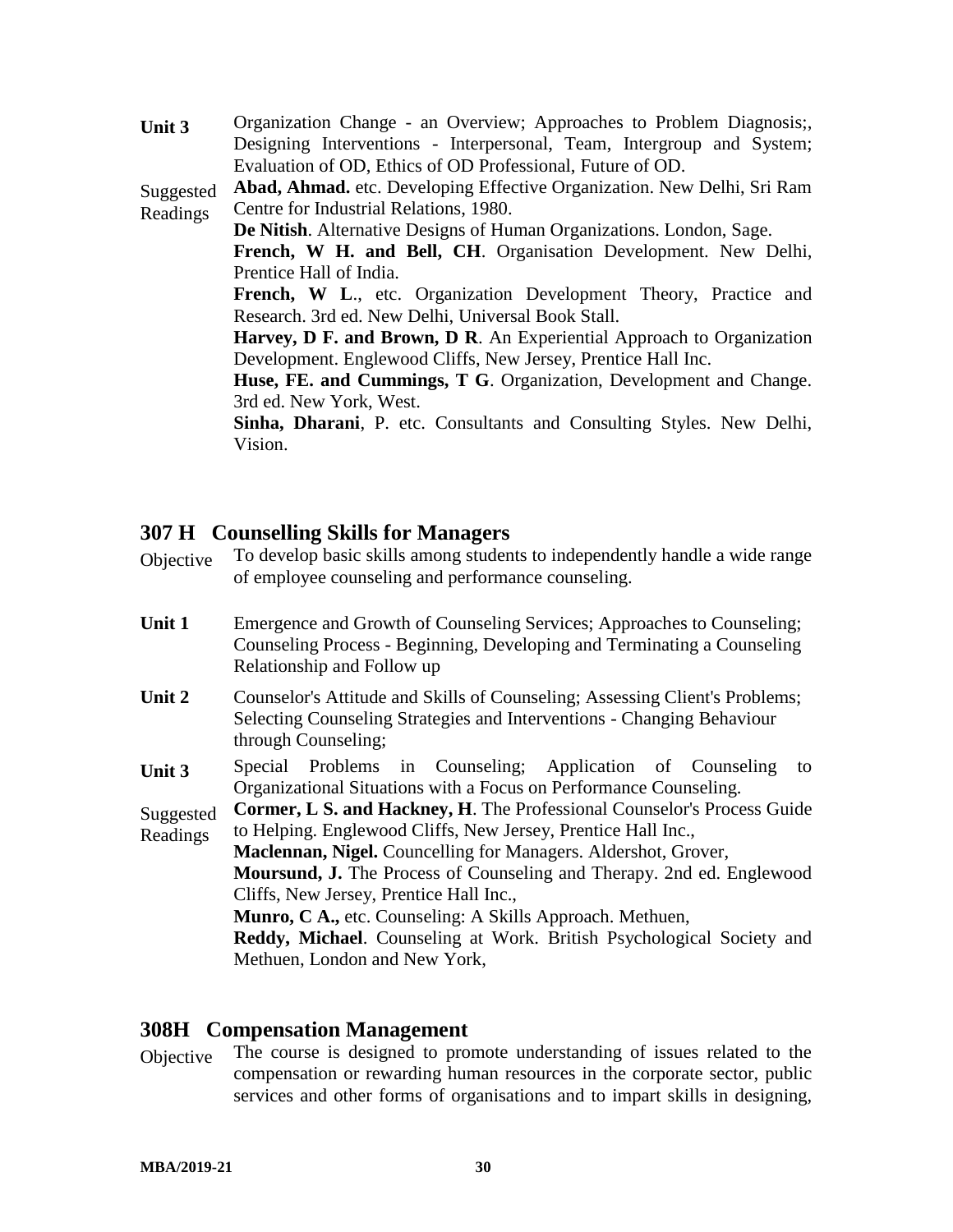**Unit 3** Organization Change - an Overview; Approaches to Problem Diagnosis;, Designing Interventions - Interpersonal, Team, Intergroup and System; Evaluation of OD, Ethics of OD Professional, Future of OD.

**Suggested Readings**

**Abad, Ahmad.** etc. Developing Effective Organization. New Delhi, Sri Ram Centre for Industrial Relations, 1980.

**De Nitish**. Alternative Designs of Human Organizations. London, Sage.

**French, W H. and Bell, CH**. Organisation Development. New Delhi, Prentice Hall of India.

**French, W L**., etc. Organization Development Theory, Practice and Research. 3rd ed. New Delhi, Universal Book Stall.

**Harvey, D F. and Brown, D R**. An Experiential Approach to Organization Development. Englewood Cliffs, New Jersey, Prentice Hall Inc.

**Huse, FE. and Cummings, T G**. Organization, Development and Change. 3rd ed. New York, West.

**Sinha, Dharani**, P. etc. Consultants and Consulting Styles. New Delhi, Vision.

## 307 H Counselling Skills for Managers

**Objective** To develop basic skills among students to independently handle a wide range of employee counseling and performance counseling.

**Unit 1** Emergence and Growth of Counseling Services; Approaches to Counseling; Counseling Process - Beginning, Developing and Terminating a Counseling Relationship and Follow up

**Unit 2** Counselor's Attitude and Skills of Counseling; Assessing Client's Problems; Selecting Counseling Strategies and Interventions - Changing Behaviour through Counseling;

**Unit 3** Special Problems in Counseling; Application of Counseling to Organizational Situations with a Focus on Performance Counseling.

**Suggested Readings**

**Cormer, L S. and Hackney, H**. The Professional Counselor's Process Guide to Helping. Englewood Cliffs, New Jersey, Prentice Hall Inc.,

**Maclennan, Nigel.** Councelling for Managers. Aldershot, Grover,

**Moursund, J.** The Process of Counseling and Therapy. 2nd ed. Englewood Cliffs, New Jersey, Prentice Hall Inc.,

**Munro, C A.,** etc. Counseling: A Skills Approach. Methuen,

**Reddy, Michael**. Counseling at Work. British Psychological Society and Methuen, London and New York,

## 308H Compensation Management

**Objective** The course is designed to promote understanding of issues related to the compensation or rewarding human resources in the corporate sector, public services and other forms of organisations and to impart skills in designing,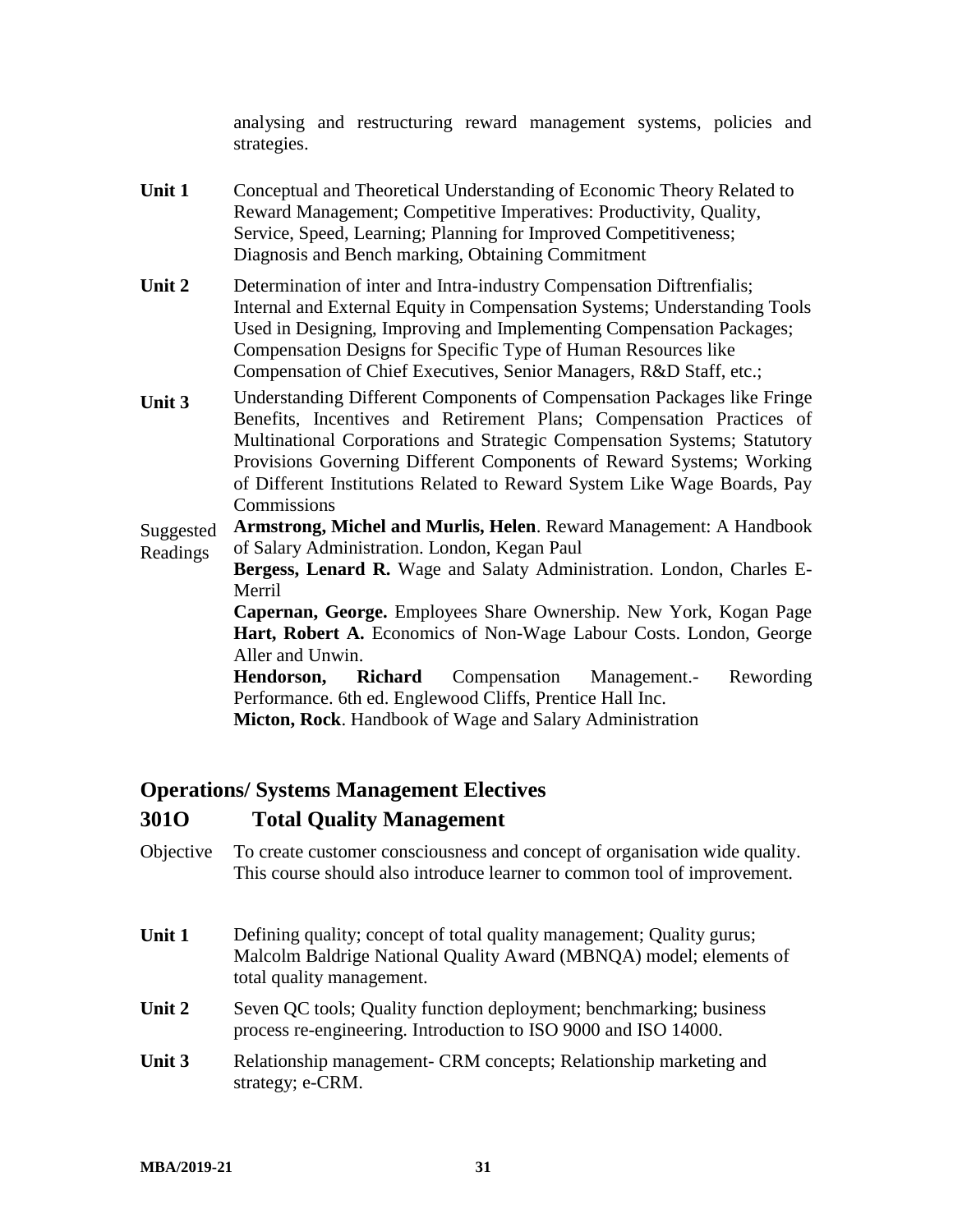analysing and restructuring reward management systems, policies and strategies.

**Unit 1** Conceptual and Theoretical Understanding of Economic Theory Related to Reward Management; Competitive Imperatives: Productivity, Quality, Service, Speed, Learning; Planning for Improved Competitiveness; Diagnosis and Bench marking, Obtaining Commitment

**Unit 2** Determination of inter and Intra-industry Compensation Diftrenfialis; Internal and External Equity in Compensation Systems; Understanding Tools Used in Designing, Improving and Implementing Compensation Packages; Compensation Designs for Specific Type of Human Resources like Compensation of Chief Executives, Senior Managers, R&D Staff, etc.;

**Unit 3** Understanding Different Components of Compensation Packages like Fringe Benefits, Incentives and Retirement Plans; Compensation Practices of Multinational Corporations and Strategic Compensation Systems; Statutory Provisions Governing Different Components of Reward Systems; Working of Different Institutions Related to Reward System Like Wage Boards, Pay Commissions

Suggested Readings

**Armstrong, Michel and Murlis, Helen**. Reward Management: A Handbook of Salary Administration. London, Kegan Paul

**Bergess, Lenard R.** Wage and Salaty Administration. London, Charles E-Merril

**Capernan, George.** Employees Share Ownership. New York, Kogan Page

**Hart, Robert A.** Economics of Non-Wage Labour Costs. London, George Aller and Unwin.

**Hendorson, Richard** Compensation Management.- Rewording Performance. 6th ed. Englewood Cliffs, Prentice Hall Inc.

**Micton, Rock**. Handbook of Wage and Salary Administration

## Operations/ Systems Management Electives

## 301O Total Quality Management

Objective To create customer consciousness and concept of organisation wide quality. This course should also introduce learner to common tool of improvement.

**Unit 1** Defining quality; concept of total quality management; Quality gurus; Malcolm Baldrige National Quality Award (MBNQA) model; elements of total quality management.

**Unit 2** Seven QC tools; Quality function deployment; benchmarking; business process re-engineering. Introduction to ISO 9000 and ISO 14000.

**Unit 3** Relationship management- CRM concepts; Relationship marketing and strategy; e-CRM.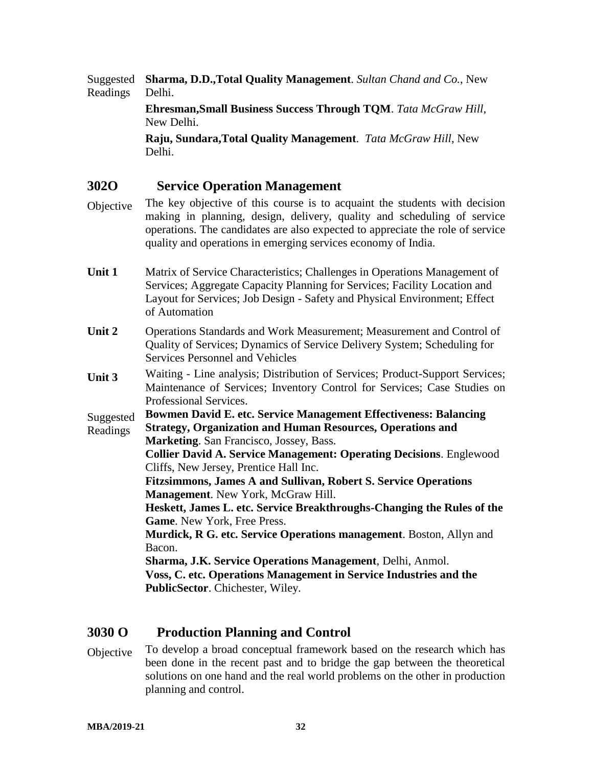Suggested Readings

**Sharma, D.D.,Total Quality Management**. *Sultan Chand and Co.*, New Delhi.

**Ehresman,Small Business Success Through TQM**. *Tata McGraw Hill*, New Delhi.

**Raju, Sundara,Total Quality Management**. *Tata McGraw Hill*, New Delhi.

## 302O Service Operation Management

**Objective** The key objective of this course is to acquaint the students with decision making in planning, design, delivery, quality and scheduling of service operations. The candidates are also expected to appreciate the role of service quality and operations in emerging services economy of India.

**Unit 1** Matrix of Service Characteristics; Challenges in Operations Management of Services; Aggregate Capacity Planning for Services; Facility Location and Layout for Services; Job Design - Safety and Physical Environment; Effect of Automation

**Unit 2** Operations Standards and Work Measurement; Measurement and Control of Quality of Services; Dynamics of Service Delivery System; Scheduling for Services Personnel and Vehicles

**Unit 3** Waiting - Line analysis; Distribution of Services; Product-Support Services; Maintenance of Services; Inventory Control for Services; Case Studies on Professional Services.

Suggested Readings

**Bowmen David E. etc. Service Management Effectiveness: Balancing Strategy, Organization and Human Resources, Operations and Marketing**. San Francisco, Jossey, Bass.

**Collier David A. Service Management: Operating Decisions**. Englewood Cliffs, New Jersey, Prentice Hall Inc.

**Fitzsimmons, James A and Sullivan, Robert S. Service Operations Management**. New York, McGraw Hill.

**Heskett, James L. etc. Service Breakthroughs-Changing the Rules of the Game**. New York, Free Press.

**Murdick, R G. etc. Service Operations management**. Boston, Allyn and Bacon.

**Sharma, J.K. Service Operations Management**, Delhi, Anmol.

**Voss, C. etc. Operations Management in Service Industries and the PublicSector**. Chichester, Wiley.

## 3030 O Production Planning and Control

**Objective** To develop a broad conceptual framework based on the research which has been done in the recent past and to bridge the gap between the theoretical solutions on one hand and the real world problems on the other in production planning and control.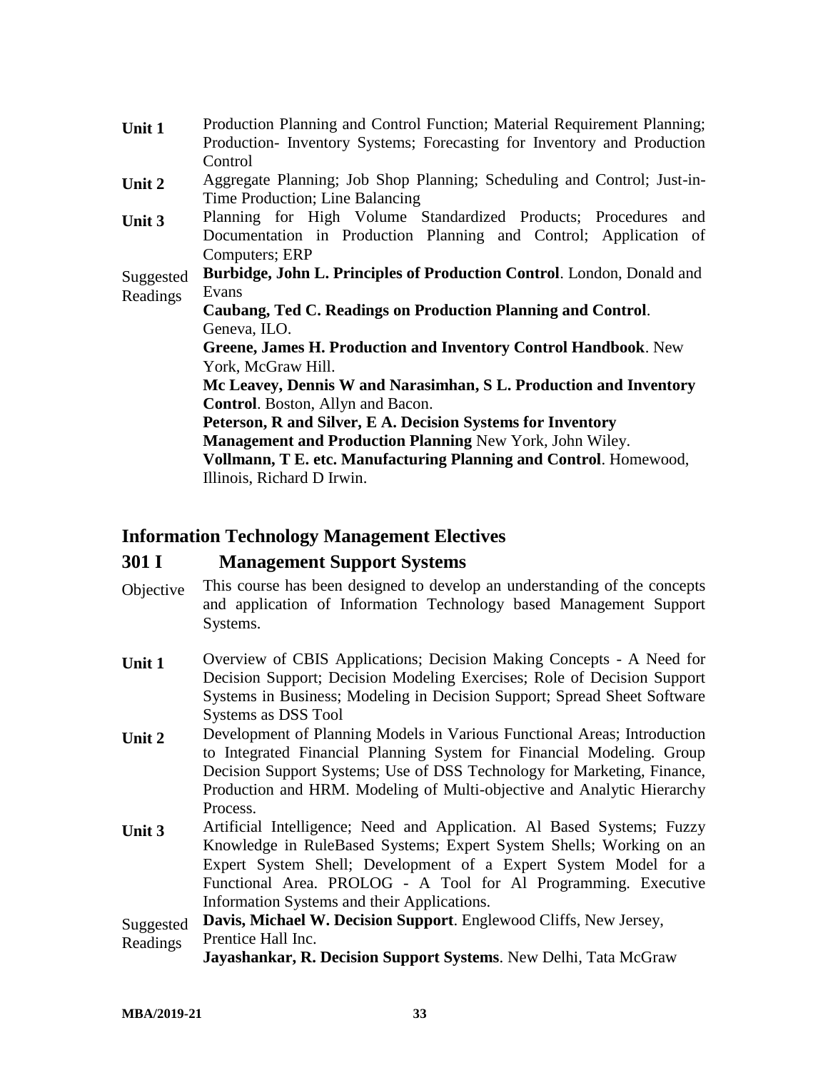**Unit 1** Production Planning and Control Function; Material Requirement Planning; Production- Inventory Systems; Forecasting for Inventory and Production Control

**Unit 2** Aggregate Planning; Job Shop Planning; Scheduling and Control; Just-in-Time Production; Line Balancing

**Unit 3** Planning for High Volume Standardized Products; Procedures and Documentation in Production Planning and Control; Application of Computers; ERP

Suggested Readings

**Burbidge, John L. Principles of Production Control**. London, Donald and Evans

**Caubang, Ted C. Readings on Production Planning and Control**. Geneva, ILO.

**Greene, James H. Production and Inventory Control Handbook**. New York, McGraw Hill.

**Mc Leavey, Dennis W and Narasimhan, S L. Production and Inventory Control**. Boston, Allyn and Bacon.

**Peterson, R and Silver, E A. Decision Systems for Inventory Management and Production Planning** New York, John Wiley.

**Vollmann, T E. etc. Manufacturing Planning and Control**. Homewood, Illinois, Richard D Irwin.

## Information Technology Management Electives

## 301 I Management Support Systems

Objective This course has been designed to develop an understanding of the concepts and application of Information Technology based Management Support Systems.

**Unit 1** Overview of CBIS Applications; Decision Making Concepts - A Need for Decision Support; Decision Modeling Exercises; Role of Decision Support Systems in Business; Modeling in Decision Support; Spread Sheet Software Systems as DSS Tool

**Unit 2** Development of Planning Models in Various Functional Areas; Introduction to Integrated Financial Planning System for Financial Modeling. Group Decision Support Systems; Use of DSS Technology for Marketing, Finance, Production and HRM. Modeling of Multi-objective and Analytic Hierarchy Process.

**Unit 3** Artificial Intelligence; Need and Application. Al Based Systems; Fuzzy Knowledge in RuleBased Systems; Expert System Shells; Working on an Expert System Shell; Development of a Expert System Model for a Functional Area. PROLOG - A Tool for Al Programming. Executive Information Systems and their Applications.

Suggested Readings

**Davis, Michael W. Decision Support**. Englewood Cliffs, New Jersey, Prentice Hall Inc.

**Jayashankar, R. Decision Support Systems**. New Delhi, Tata McGraw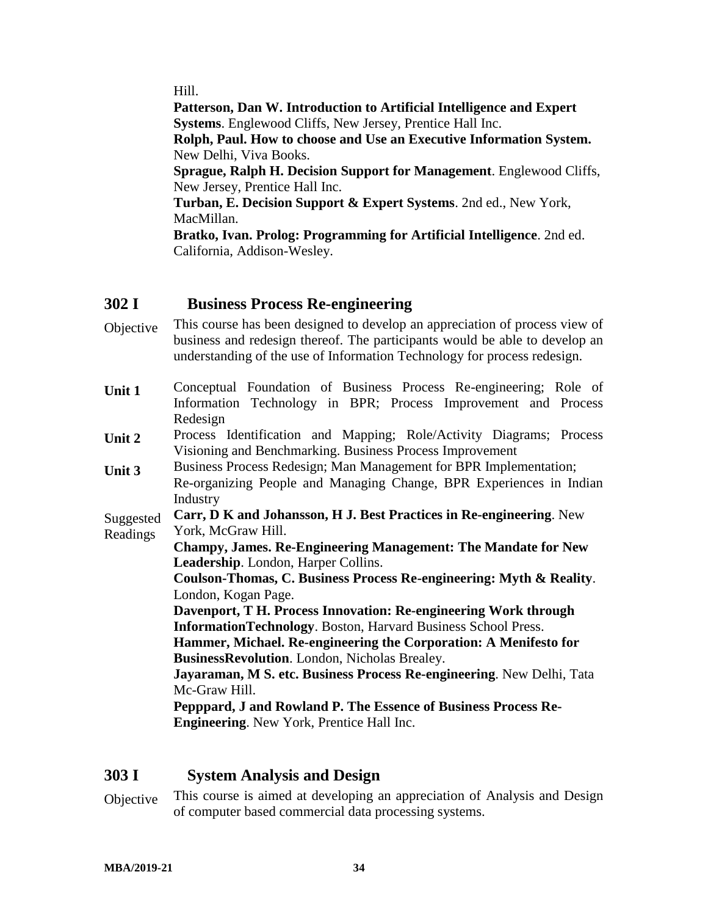Hill.

**Patterson, Dan W. Introduction to Artificial Intelligence and Expert Systems**. Englewood Cliffs, New Jersey, Prentice Hall Inc.

**Rolph, Paul. How to choose and Use an Executive Information System.** New Delhi, Viva Books.

**Sprague, Ralph H. Decision Support for Management**. Englewood Cliffs, New Jersey, Prentice Hall Inc.

**Turban, E. Decision Support & Expert Systems**. 2nd ed., New York, MacMillan.

**Bratko, Ivan. Prolog: Programming for Artificial Intelligence**. 2nd ed. California, Addison-Wesley.

## 302 I Business Process Re-engineering

**Objective**: This course has been designed to develop an appreciation of process view of business and redesign thereof. The participants would be able to develop an understanding of the use of Information Technology for process redesign.

**Unit 1**: Conceptual Foundation of Business Process Re-engineering; Role of Information Technology in BPR; Process Improvement and Process Redesign

**Unit 2**: Process Identification and Mapping; Role/Activity Diagrams; Process Visioning and Benchmarking. Business Process Improvement

**Unit 3**: Business Process Redesign; Man Management for BPR Implementation; Re-organizing People and Managing Change, BPR Experiences in Indian Industry

**Suggested Readings**:

**Carr, D K and Johansson, H J. Best Practices in Re-engineering**. New York, McGraw Hill.

**Champy, James. Re-Engineering Management: The Mandate for New Leadership**. London, Harper Collins.

**Coulson-Thomas, C. Business Process Re-engineering: Myth & Reality**. London, Kogan Page.

**Davenport, T H. Process Innovation: Re-engineering Work through InformationTechnology**. Boston, Harvard Business School Press.

**Hammer, Michael. Re-engineering the Corporation: A Menifesto for BusinessRevolution**. London, Nicholas Brealey.

**Jayaraman, M S. etc. Business Process Re-engineering**. New Delhi, Tata Mc-Graw Hill.

**Pepppard, J and Rowland P. The Essence of Business Process Re-Engineering**. New York, Prentice Hall Inc.

## 303 I System Analysis and Design

**Objective**: This course is aimed at developing an appreciation of Analysis and Design of computer based commercial data processing systems.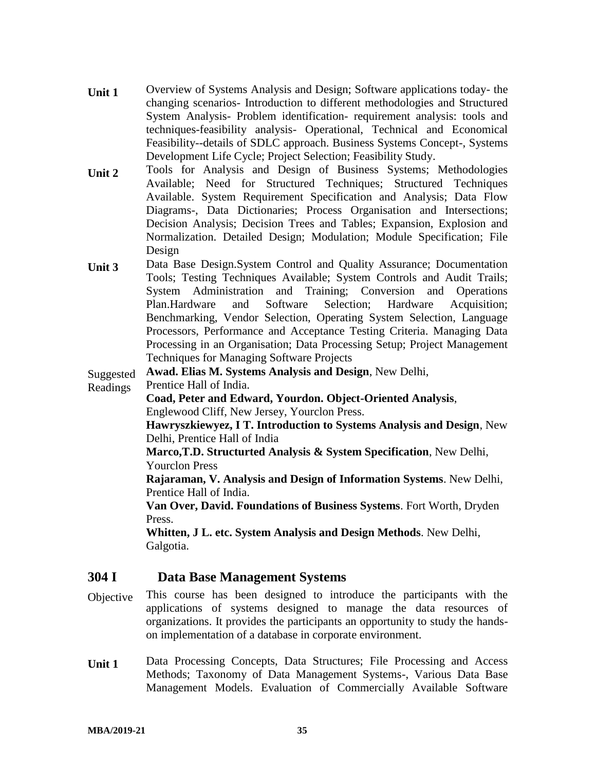**Unit 1** Overview of Systems Analysis and Design; Software applications today- the changing scenarios- Introduction to different methodologies and Structured System Analysis- Problem identification- requirement analysis: tools and techniques-feasibility analysis- Operational, Technical and Economical Feasibility--details of SDLC approach. Business Systems Concept-, Systems Development Life Cycle; Project Selection; Feasibility Study.

**Unit 2** Tools for Analysis and Design of Business Systems; Methodologies Available; Need for Structured Techniques; Structured Techniques Available. System Requirement Specification and Analysis; Data Flow Diagrams-, Data Dictionaries; Process Organisation and Intersections; Decision Analysis; Decision Trees and Tables; Expansion, Explosion and Normalization. Detailed Design; Modulation; Module Specification; File Design

**Unit 3** Data Base Design.System Control and Quality Assurance; Documentation Tools; Testing Techniques Available; System Controls and Audit Trails; System Administration and Training; Conversion and Operations Plan.Hardware and Software Selection; Hardware Acquisition; Benchmarking, Vendor Selection, Operating System Selection, Language Processors, Performance and Acceptance Testing Criteria. Managing Data Processing in an Organisation; Data Processing Setup; Project Management Techniques for Managing Software Projects

Suggested Readings

**Awad. Elias M. Systems Analysis and Design**, New Delhi, Prentice Hall of India.

**Coad, Peter and Edward, Yourdon. Object-Oriented Analysis**, Englewood Cliff, New Jersey, Yourclon Press.

**Hawryszkiewyez, I T. Introduction to Systems Analysis and Design**, New Delhi, Prentice Hall of India

**Marco,T.D. Structurted Analysis & System Specification**, New Delhi, Yourclon Press

**Rajaraman, V. Analysis and Design of Information Systems**. New Delhi, Prentice Hall of India.

**Van Over, David. Foundations of Business Systems**. Fort Worth, Dryden Press.

**Whitten, J L. etc. System Analysis and Design Methods**. New Delhi, Galgotia.

## 304 I Data Base Management Systems

Objective This course has been designed to introduce the participants with the applications of systems designed to manage the data resources of organizations. It provides the participants an opportunity to study the hands-on implementation of a database in corporate environment.

**Unit 1** Data Processing Concepts, Data Structures; File Processing and Access Methods; Taxonomy of Data Management Systems-, Various Data Base Management Models. Evaluation of Commercially Available Software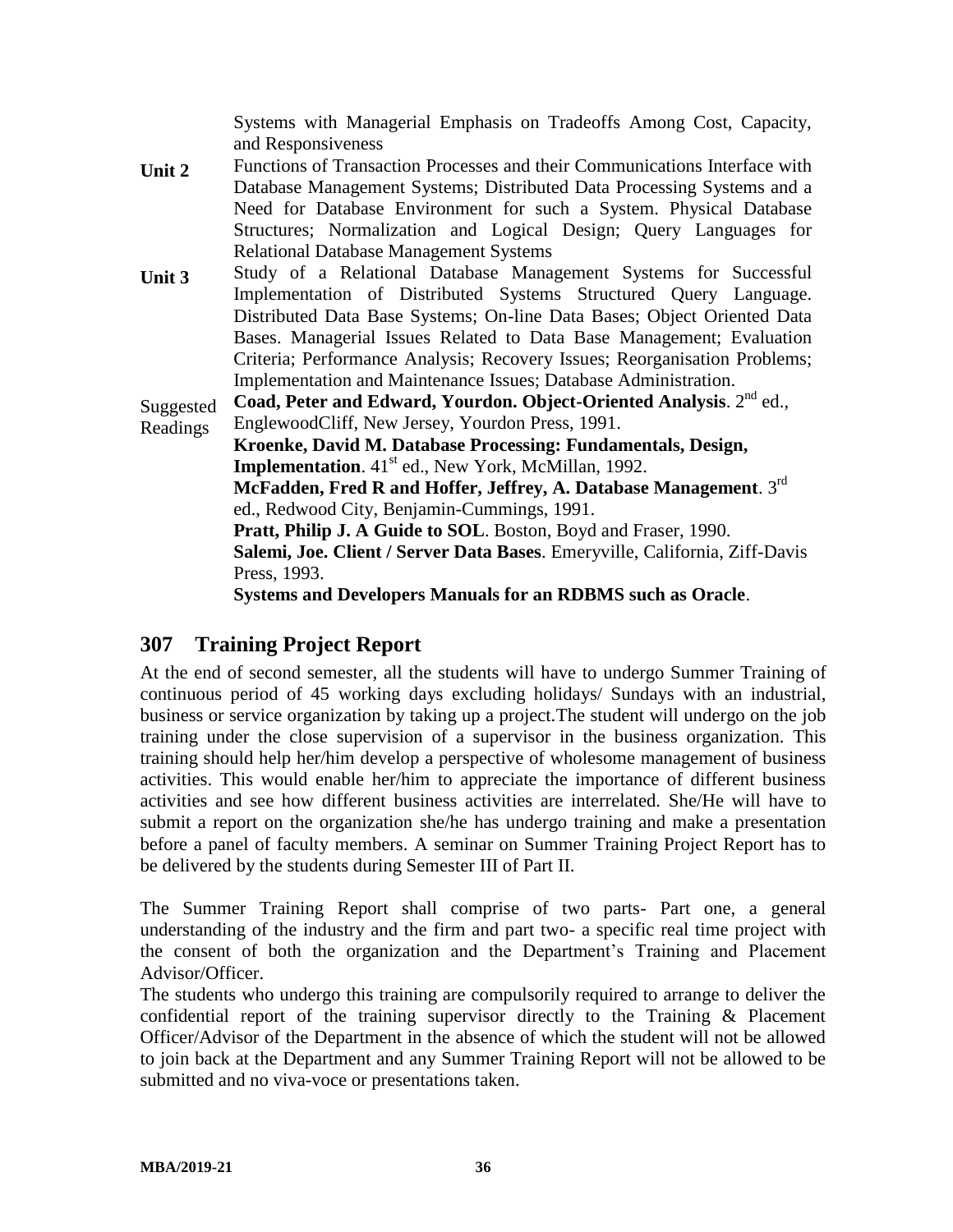Systems with Managerial Emphasis on Tradeoffs Among Cost, Capacity, and Responsiveness

**Unit 2** Functions of Transaction Processes and their Communications Interface with Database Management Systems; Distributed Data Processing Systems and a Need for Database Environment for such a System. Physical Database Structures; Normalization and Logical Design; Query Languages for Relational Database Management Systems

**Unit 3** Study of a Relational Database Management Systems for Successful Implementation of Distributed Systems Structured Query Language. Distributed Data Base Systems; On-line Data Bases; Object Oriented Data Bases. Managerial Issues Related to Data Base Management; Evaluation Criteria; Performance Analysis; Recovery Issues; Reorganisation Problems; Implementation and Maintenance Issues; Database Administration.

Suggested Readings

**Coad, Peter and Edward, Yourdon. Object-Oriented Analysis**. 2nd ed., EnglewoodCliff, New Jersey, Yourdon Press, 1991.

**Kroenke, David M. Database Processing: Fundamentals, Design, Implementation**. 41st ed., New York, McMillan, 1992.

**McFadden, Fred R and Hoffer, Jeffrey, A. Database Management**. 3rd ed., Redwood City, Benjamin-Cummings, 1991.

**Pratt, Philip J. A Guide to SOL**. Boston, Boyd and Fraser, 1990.

**Salemi, Joe. Client / Server Data Bases**. Emeryville, California, Ziff-Davis Press, 1993.

**Systems and Developers Manuals for an RDBMS such as Oracle**.

## 307 Training Project Report

At the end of second semester, all the students will have to undergo Summer Training of continuous period of 45 working days excluding holidays/ Sundays with an industrial, business or service organization by taking up a project.The student will undergo on the job training under the close supervision of a supervisor in the business organization. This training should help her/him develop a perspective of wholesome management of business activities. This would enable her/him to appreciate the importance of different business activities and see how different business activities are interrelated. She/He will have to submit a report on the organization she/he has undergo training and make a presentation before a panel of faculty members. A seminar on Summer Training Project Report has to be delivered by the students during Semester III of Part II.

The Summer Training Report shall comprise of two parts- Part one, a general understanding of the industry and the firm and part two- a specific real time project with the consent of both the organization and the Department's Training and Placement Advisor/Officer.

The students who undergo this training are compulsorily required to arrange to deliver the confidential report of the training supervisor directly to the Training & Placement Officer/Advisor of the Department in the absence of which the student will not be allowed to join back at the Department and any Summer Training Report will not be allowed to be submitted and no viva-voce or presentations taken.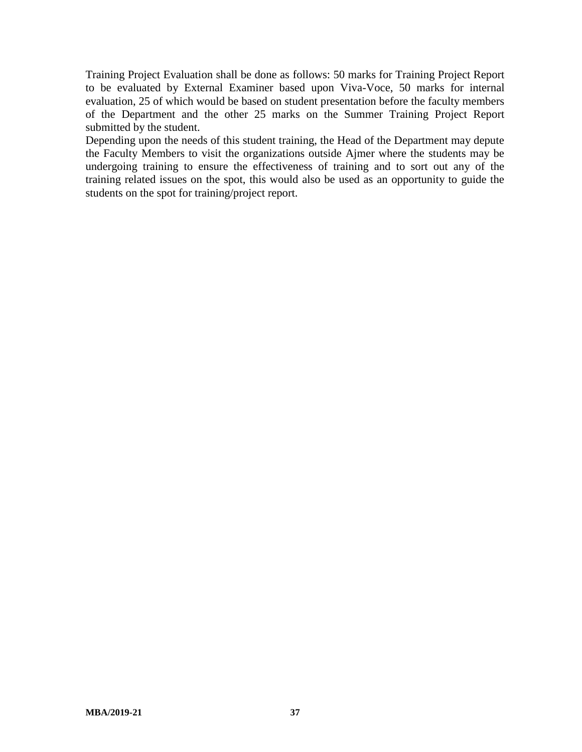Training Project Evaluation shall be done as follows: 50 marks for Training Project Report to be evaluated by External Examiner based upon Viva-Voce, 50 marks for internal evaluation, 25 of which would be based on student presentation before the faculty members of the Department and the other 25 marks on the Summer Training Project Report submitted by the student.

Depending upon the needs of this student training, the Head of the Department may depute the Faculty Members to visit the organizations outside Ajmer where the students may be undergoing training to ensure the effectiveness of training and to sort out any of the training related issues on the spot, this would also be used as an opportunity to guide the students on the spot for training/project report.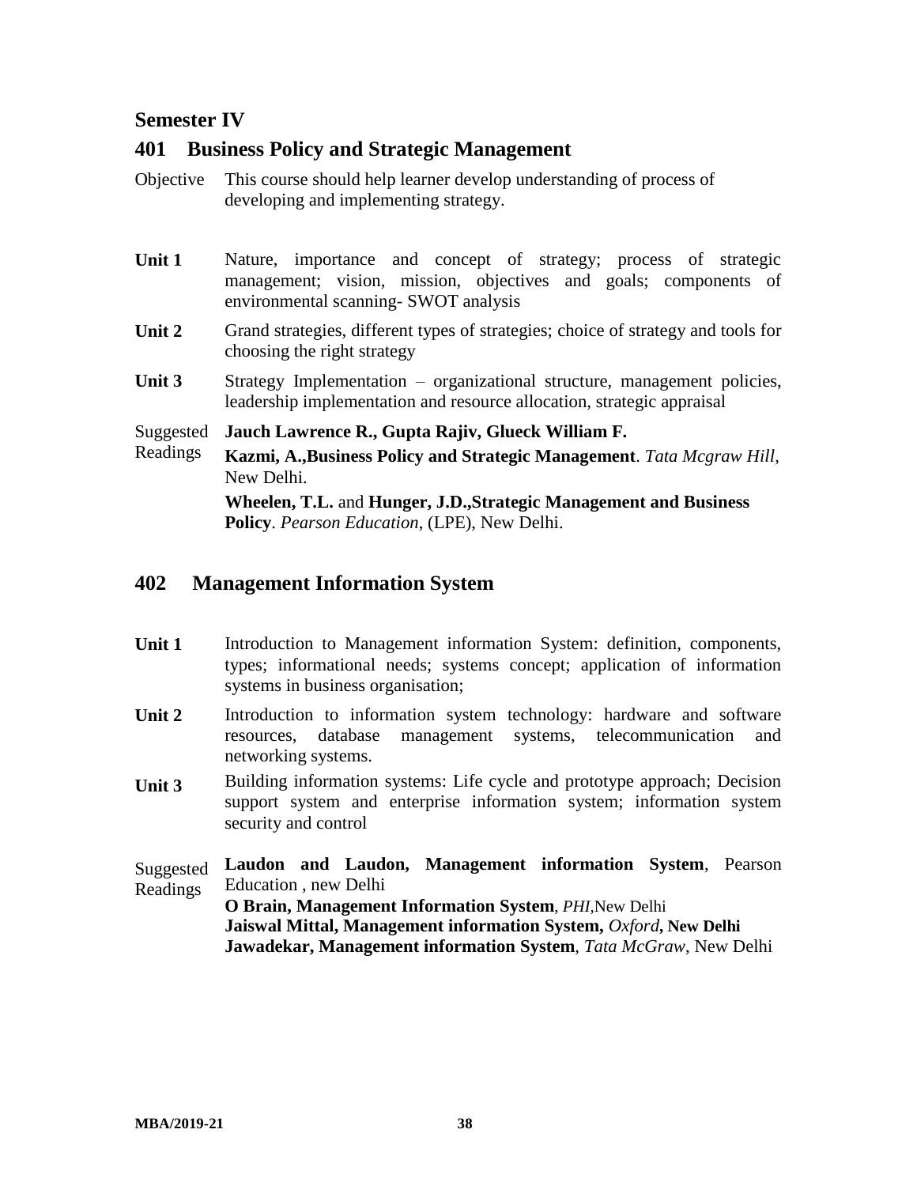## Semester IV

## 401 Business Policy and Strategic Management

Objective — This course should help learner develop understanding of process of developing and implementing strategy.

**Unit 1** — Nature, importance and concept of strategy; process of strategic management; vision, mission, objectives and goals; components of environmental scanning- SWOT analysis

**Unit 2** — Grand strategies, different types of strategies; choice of strategy and tools for choosing the right strategy

**Unit 3** — Strategy Implementation – organizational structure, management policies, leadership implementation and resource allocation, strategic appraisal

Suggested Readings

**Jauch Lawrence R., Gupta Rajiv, Glueck William F.**

**Kazmi, A.,Business Policy and Strategic Management**. *Tata Mcgraw Hill*, New Delhi.

**Wheelen, T.L.** and **Hunger, J.D.,Strategic Management and Business Policy**. *Pearson Education*, (LPE), New Delhi.

## 402 Management Information System

**Unit 1** — Introduction to Management information System: definition, components, types; informational needs; systems concept; application of information systems in business organisation;

**Unit 2** — Introduction to information system technology: hardware and software resources, database management systems, telecommunication and networking systems.

**Unit 3** — Building information systems: Life cycle and prototype approach; Decision support system and enterprise information system; information system security and control

Suggested Readings

**Laudon and Laudon, Management information System**, Pearson Education , new Delhi

**O Brain, Management Information System**, *PHI*,New Delhi

**Jaiswal Mittal, Management information System,** *Oxford***, New Delhi**

**Jawadekar, Management information System**, *Tata McGraw*, New Delhi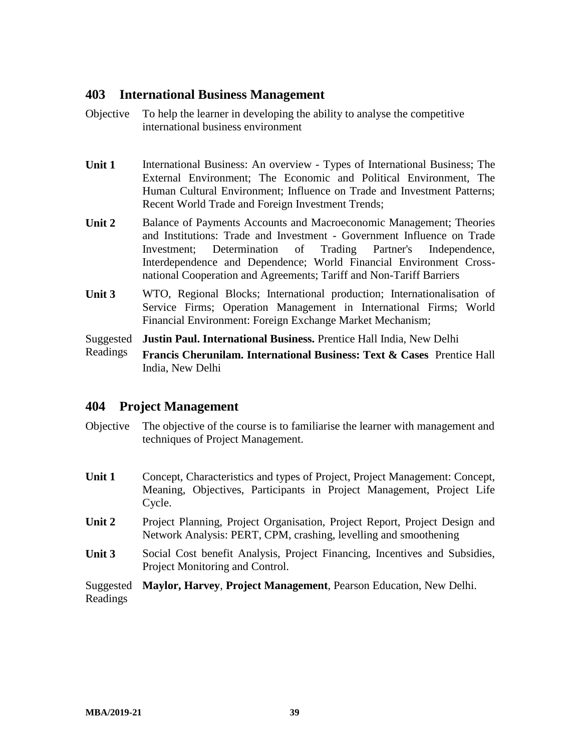## 403 International Business Management

**Objective** To help the learner in developing the ability to analyse the competitive international business environment

**Unit 1** International Business: An overview - Types of International Business; The External Environment; The Economic and Political Environment, The Human Cultural Environment; Influence on Trade and Investment Patterns; Recent World Trade and Foreign Investment Trends;

**Unit 2** Balance of Payments Accounts and Macroeconomic Management; Theories and Institutions: Trade and Investment - Government Influence on Trade Investment; Determination of Trading Partner's Independence, Interdependence and Dependence; World Financial Environment Cross-national Cooperation and Agreements; Tariff and Non-Tariff Barriers

**Unit 3** WTO, Regional Blocks; International production; Internationalisation of Service Firms; Operation Management in International Firms; World Financial Environment: Foreign Exchange Market Mechanism;

**Suggested Readings**

- **Justin Paul. International Business.** Prentice Hall India, New Delhi
- **Francis Cherunilam. International Business: Text & Cases** Prentice Hall India, New Delhi

## 404 Project Management

**Objective** The objective of the course is to familiarise the learner with management and techniques of Project Management.

**Unit 1** Concept, Characteristics and types of Project, Project Management: Concept, Meaning, Objectives, Participants in Project Management, Project Life Cycle.

**Unit 2** Project Planning, Project Organisation, Project Report, Project Design and Network Analysis: PERT, CPM, crashing, levelling and smoothening

**Unit 3** Social Cost benefit Analysis, Project Financing, Incentives and Subsidies, Project Monitoring and Control.

**Suggested Readings**

- **Maylor, Harvey**, **Project Management**, Pearson Education, New Delhi.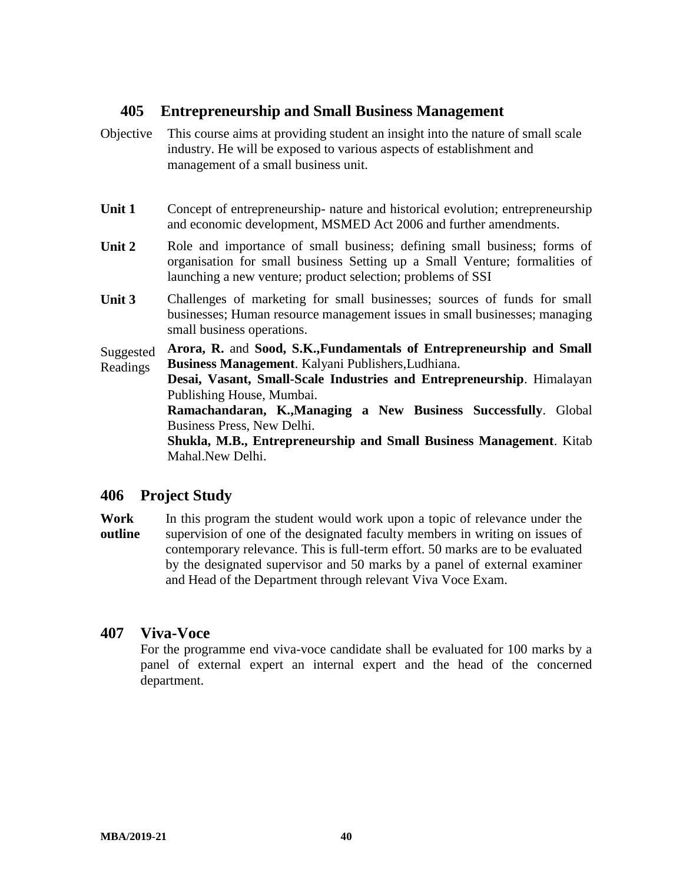## 405 Entrepreneurship and Small Business Management

Objective — This course aims at providing student an insight into the nature of small scale industry. He will be exposed to various aspects of establishment and management of a small business unit.

**Unit 1** — Concept of entrepreneurship- nature and historical evolution; entrepreneurship and economic development, MSMED Act 2006 and further amendments.

**Unit 2** — Role and importance of small business; defining small business; forms of organisation for small business Setting up a Small Venture; formalities of launching a new venture; product selection; problems of SSI

**Unit 3** — Challenges of marketing for small businesses; sources of funds for small businesses; Human resource management issues in small businesses; managing small business operations.

Suggested Readings

**Arora, R.** and **Sood, S.K.,Fundamentals of Entrepreneurship and Small Business Management**. Kalyani Publishers,Ludhiana.

**Desai, Vasant, Small-Scale Industries and Entrepreneurship**. Himalayan Publishing House, Mumbai.

**Ramachandaran, K.,Managing a New Business Successfully**. Global Business Press, New Delhi.

**Shukla, M.B., Entrepreneurship and Small Business Management**. Kitab Mahal.New Delhi.

## 406 Project Study

**Work outline** — In this program the student would work upon a topic of relevance under the supervision of one of the designated faculty members in writing on issues of contemporary relevance. This is full-term effort. 50 marks are to be evaluated by the designated supervisor and 50 marks by a panel of external examiner and Head of the Department through relevant Viva Voce Exam.

## 407 Viva-Voce

For the programme end viva-voce candidate shall be evaluated for 100 marks by a panel of external expert an internal expert and the head of the concerned department.